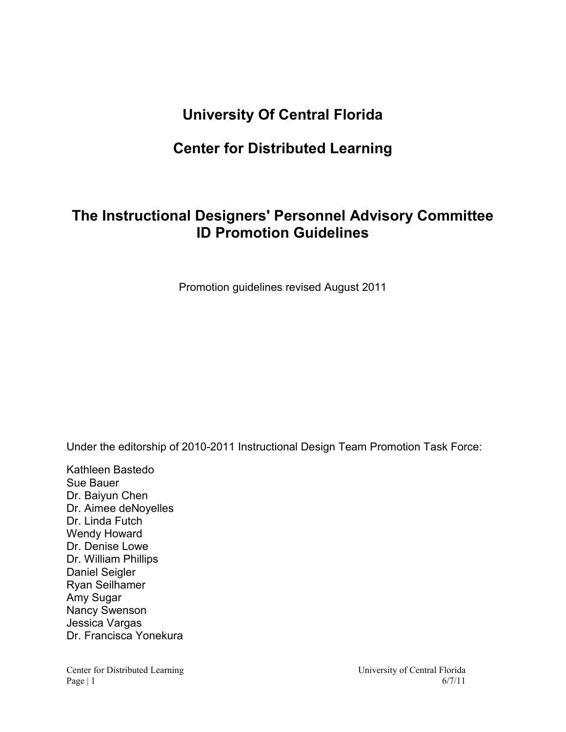# University Of Central Florida

# Center for Distributed Learning

## The Instructional Designers' Personnel Advisory Committee ID Promotion Guidelines

Promotion guidelines revised August 2011

Under the editorship of 2010-2011 Instructional Design Team Promotion Task Force:

Kathleen Bastedo  
Sue Bauer  
Dr. Baiyun Chen  
Dr. Aimee deNoyelles  
Dr. Linda Futch  
Wendy Howard  
Dr. Denise Lowe  
Dr. William Phillips  
Daniel Seigler  
Ryan Seilhamer  
Amy Sugar  
Nancy Swenson  
Jessica Vargas  
Dr. Francisca Yonekura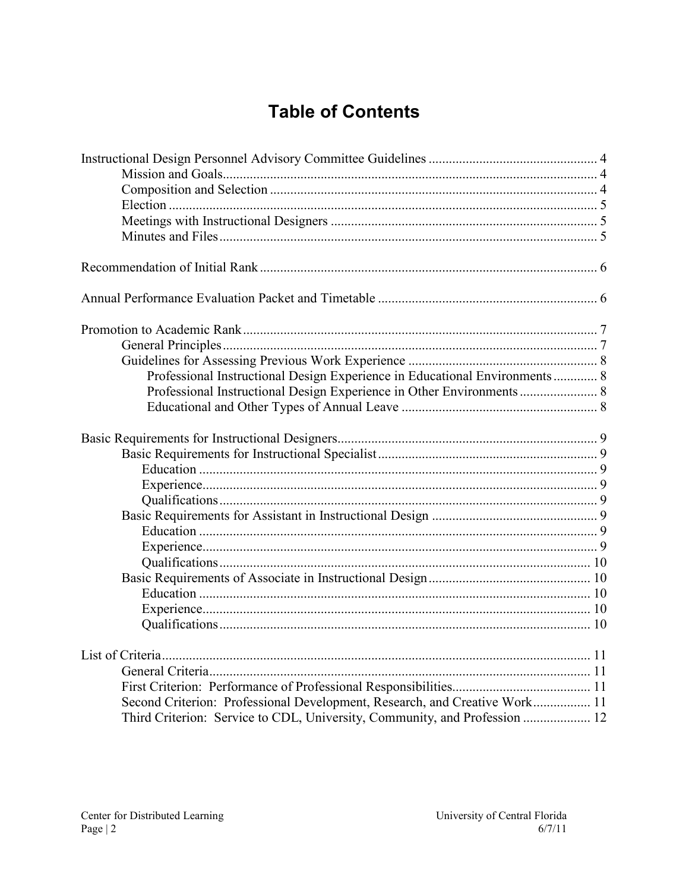# Table of Contents

Instructional Design Personnel Advisory Committee Guidelines ....... 4
- Mission and Goals ....... 4
- Composition and Selection ....... 4
- Election ....... 5
- Meetings with Instructional Designers ....... 5
- Minutes and Files ....... 5

Recommendation of Initial Rank ....... 6

Annual Performance Evaluation Packet and Timetable ....... 6

Promotion to Academic Rank ....... 7
- General Principles ....... 7
- Guidelines for Assessing Previous Work Experience ....... 8
  - Professional Instructional Design Experience in Educational Environments ....... 8
  - Professional Instructional Design Experience in Other Environments ....... 8
  - Educational and Other Types of Annual Leave ....... 8

Basic Requirements for Instructional Designers ....... 9
- Basic Requirements for Instructional Specialist ....... 9
  - Education ....... 9
  - Experience ....... 9
  - Qualifications ....... 9
- Basic Requirements for Assistant in Instructional Design ....... 9
  - Education ....... 9
  - Experience ....... 9
  - Qualifications ....... 10
- Basic Requirements of Associate in Instructional Design ....... 10
  - Education ....... 10
  - Experience ....... 10
  - Qualifications ....... 10

List of Criteria ....... 11
- General Criteria ....... 11
- First Criterion: Performance of Professional Responsibilities ....... 11
- Second Criterion: Professional Development, Research, and Creative Work ....... 11
- Third Criterion: Service to CDL, University, Community, and Profession ....... 12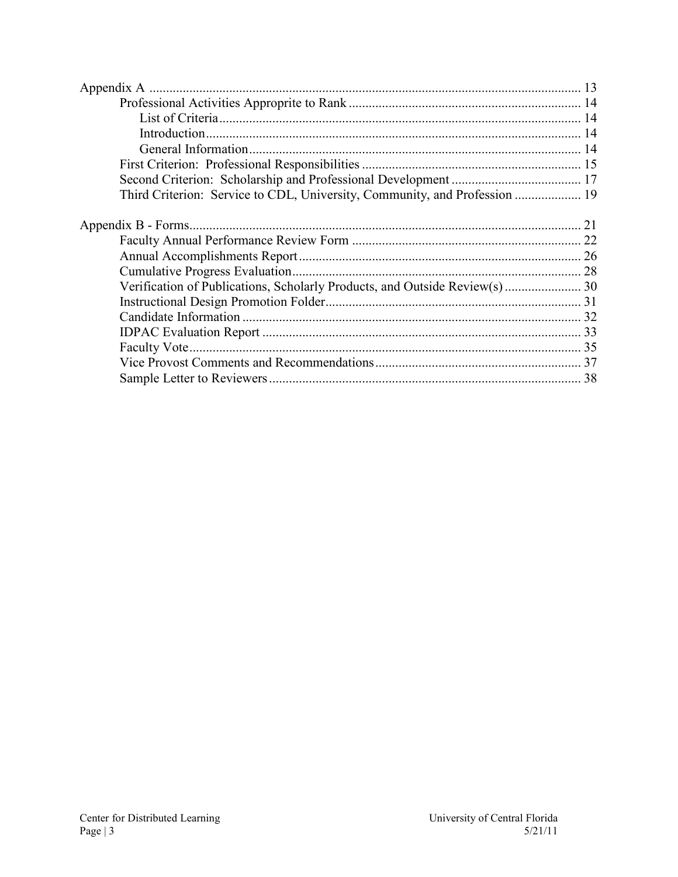Appendix A ... 13

- Professional Activities Approprite to Rank ... 14
  - List of Criteria ... 14
  - Introduction ... 14
  - General Information ... 14
- First Criterion: Professional Responsibilities ... 15
- Second Criterion: Scholarship and Professional Development ... 17
- Third Criterion: Service to CDL, University, Community, and Profession ... 19

Appendix B - Forms ... 21

- Faculty Annual Performance Review Form ... 22
- Annual Accomplishments Report ... 26
- Cumulative Progress Evaluation ... 28
- Verification of Publications, Scholarly Products, and Outside Review(s) ... 30
- Instructional Design Promotion Folder ... 31
- Candidate Information ... 32
- IDPAC Evaluation Report ... 33
- Faculty Vote ... 35
- Vice Provost Comments and Recommendations ... 37
- Sample Letter to Reviewers ... 38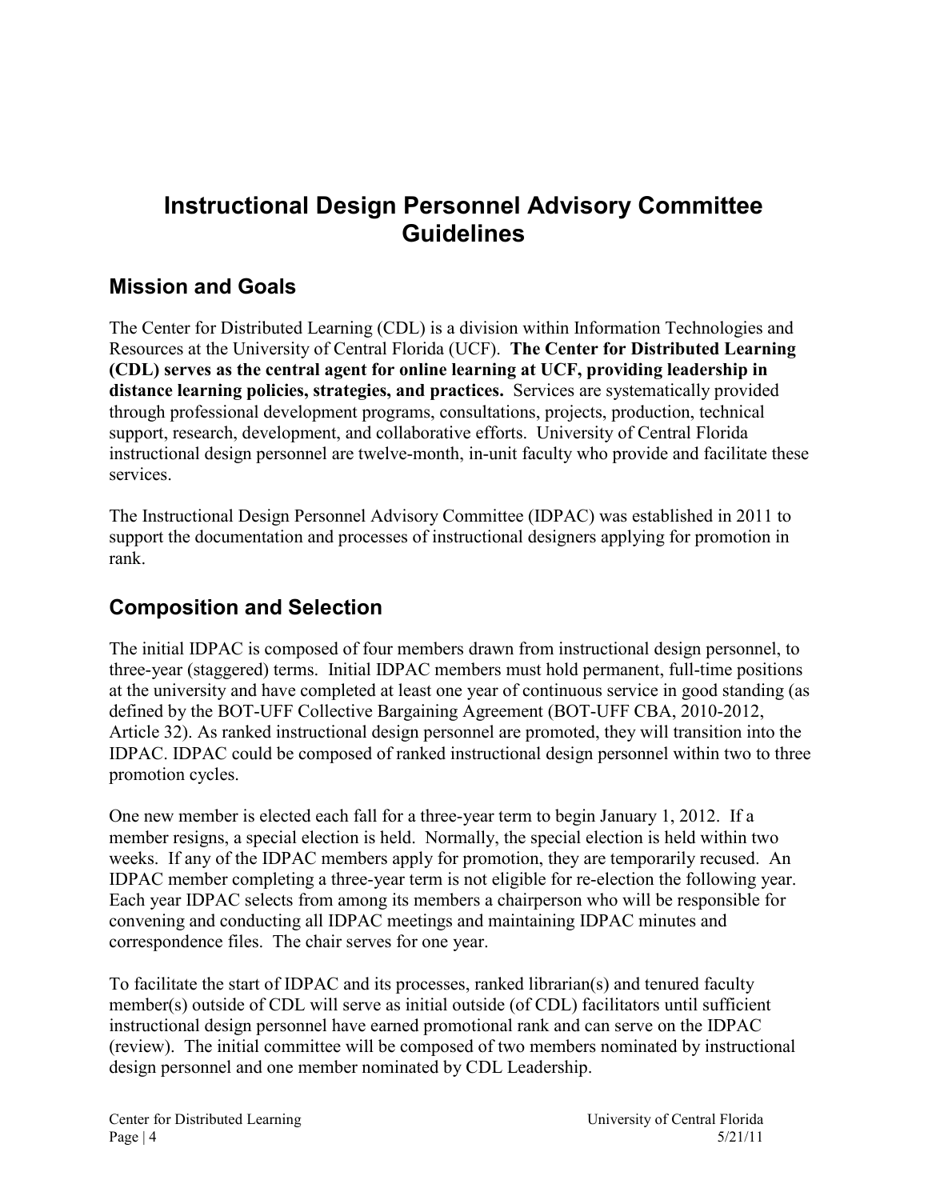# Instructional Design Personnel Advisory Committee Guidelines

## Mission and Goals

The Center for Distributed Learning (CDL) is a division within Information Technologies and Resources at the University of Central Florida (UCF). **The Center for Distributed Learning (CDL) serves as the central agent for online learning at UCF, providing leadership in distance learning policies, strategies, and practices.** Services are systematically provided through professional development programs, consultations, projects, production, technical support, research, development, and collaborative efforts. University of Central Florida instructional design personnel are twelve-month, in-unit faculty who provide and facilitate these services.

The Instructional Design Personnel Advisory Committee (IDPAC) was established in 2011 to support the documentation and processes of instructional designers applying for promotion in rank.

## Composition and Selection

The initial IDPAC is composed of four members drawn from instructional design personnel, to three-year (staggered) terms. Initial IDPAC members must hold permanent, full-time positions at the university and have completed at least one year of continuous service in good standing (as defined by the BOT-UFF Collective Bargaining Agreement (BOT-UFF CBA, 2010-2012, Article 32). As ranked instructional design personnel are promoted, they will transition into the IDPAC. IDPAC could be composed of ranked instructional design personnel within two to three promotion cycles.

One new member is elected each fall for a three-year term to begin January 1, 2012. If a member resigns, a special election is held. Normally, the special election is held within two weeks. If any of the IDPAC members apply for promotion, they are temporarily recused. An IDPAC member completing a three-year term is not eligible for re-election the following year. Each year IDPAC selects from among its members a chairperson who will be responsible for convening and conducting all IDPAC meetings and maintaining IDPAC minutes and correspondence files. The chair serves for one year.

To facilitate the start of IDPAC and its processes, ranked librarian(s) and tenured faculty member(s) outside of CDL will serve as initial outside (of CDL) facilitators until sufficient instructional design personnel have earned promotional rank and can serve on the IDPAC (review). The initial committee will be composed of two members nominated by instructional design personnel and one member nominated by CDL Leadership.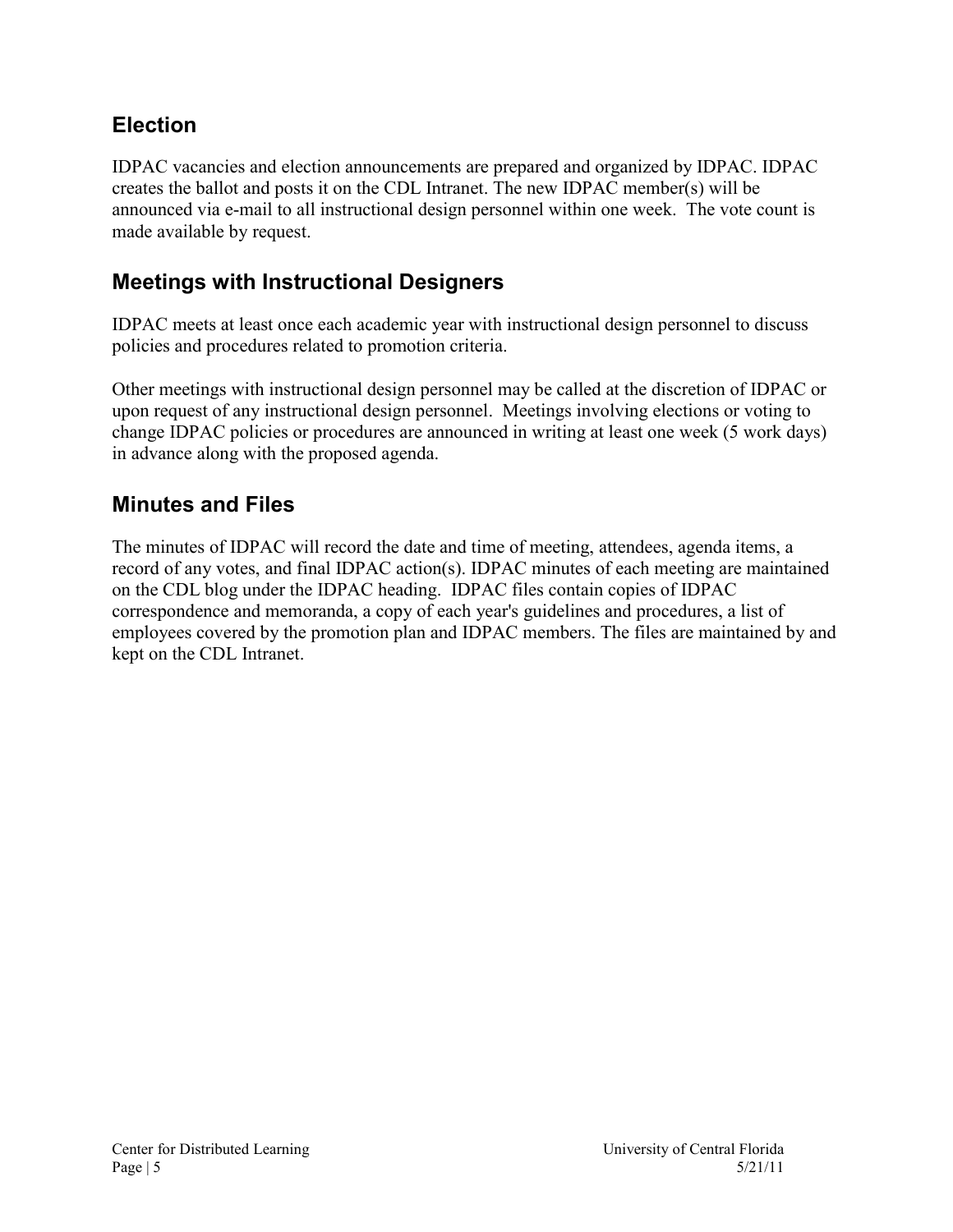## Election

IDPAC vacancies and election announcements are prepared and organized by IDPAC. IDPAC creates the ballot and posts it on the CDL Intranet. The new IDPAC member(s) will be announced via e-mail to all instructional design personnel within one week. The vote count is made available by request.

## Meetings with Instructional Designers

IDPAC meets at least once each academic year with instructional design personnel to discuss policies and procedures related to promotion criteria.

Other meetings with instructional design personnel may be called at the discretion of IDPAC or upon request of any instructional design personnel. Meetings involving elections or voting to change IDPAC policies or procedures are announced in writing at least one week (5 work days) in advance along with the proposed agenda.

## Minutes and Files

The minutes of IDPAC will record the date and time of meeting, attendees, agenda items, a record of any votes, and final IDPAC action(s). IDPAC minutes of each meeting are maintained on the CDL blog under the IDPAC heading. IDPAC files contain copies of IDPAC correspondence and memoranda, a copy of each year's guidelines and procedures, a list of employees covered by the promotion plan and IDPAC members. The files are maintained by and kept on the CDL Intranet.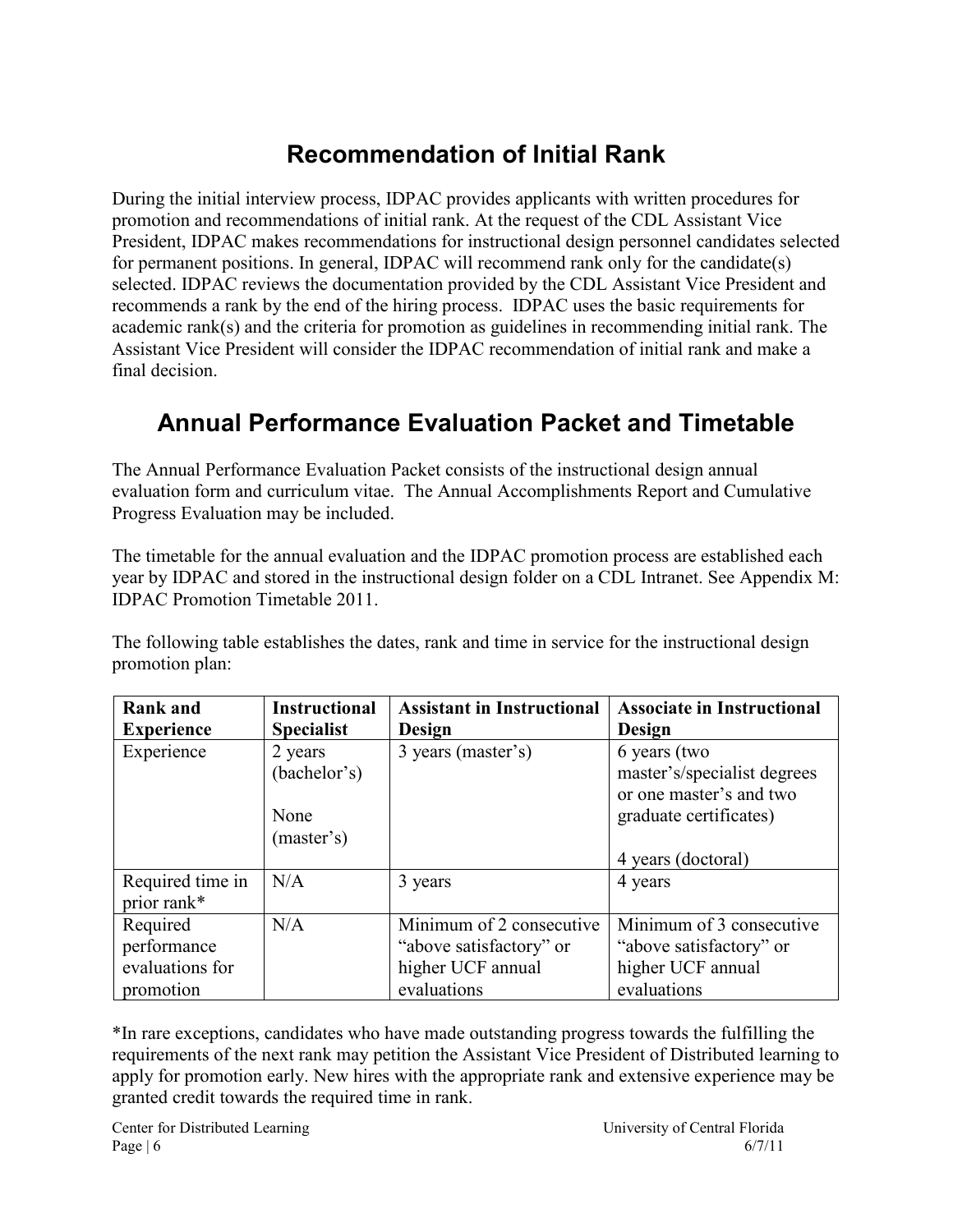## Recommendation of Initial Rank

During the initial interview process, IDPAC provides applicants with written procedures for promotion and recommendations of initial rank. At the request of the CDL Assistant Vice President, IDPAC makes recommendations for instructional design personnel candidates selected for permanent positions. In general, IDPAC will recommend rank only for the candidate(s) selected. IDPAC reviews the documentation provided by the CDL Assistant Vice President and recommends a rank by the end of the hiring process. IDPAC uses the basic requirements for academic rank(s) and the criteria for promotion as guidelines in recommending initial rank. The Assistant Vice President will consider the IDPAC recommendation of initial rank and make a final decision.

## Annual Performance Evaluation Packet and Timetable

The Annual Performance Evaluation Packet consists of the instructional design annual evaluation form and curriculum vitae. The Annual Accomplishments Report and Cumulative Progress Evaluation may be included.

The timetable for the annual evaluation and the IDPAC promotion process are established each year by IDPAC and stored in the instructional design folder on a CDL Intranet. See Appendix M: IDPAC Promotion Timetable 2011.

The following table establishes the dates, rank and time in service for the instructional design promotion plan:

| Rank and Experience | Instructional Specialist | Assistant in Instructional Design | Associate in Instructional Design |
|---|---|---|---|
| Experience | 2 years (bachelor's)<br><br>None (master's) | 3 years (master's) | 6 years (two master's/specialist degrees or one master's and two graduate certificates)<br><br>4 years (doctoral) |
| Required time in prior rank* | N/A | 3 years | 4 years |
| Required performance evaluations for promotion | N/A | Minimum of 2 consecutive "above satisfactory" or higher UCF annual evaluations | Minimum of 3 consecutive "above satisfactory" or higher UCF annual evaluations |

*In rare exceptions, candidates who have made outstanding progress towards the fulfilling the requirements of the next rank may petition the Assistant Vice President of Distributed learning to apply for promotion early. New hires with the appropriate rank and extensive experience may be granted credit towards the required time in rank.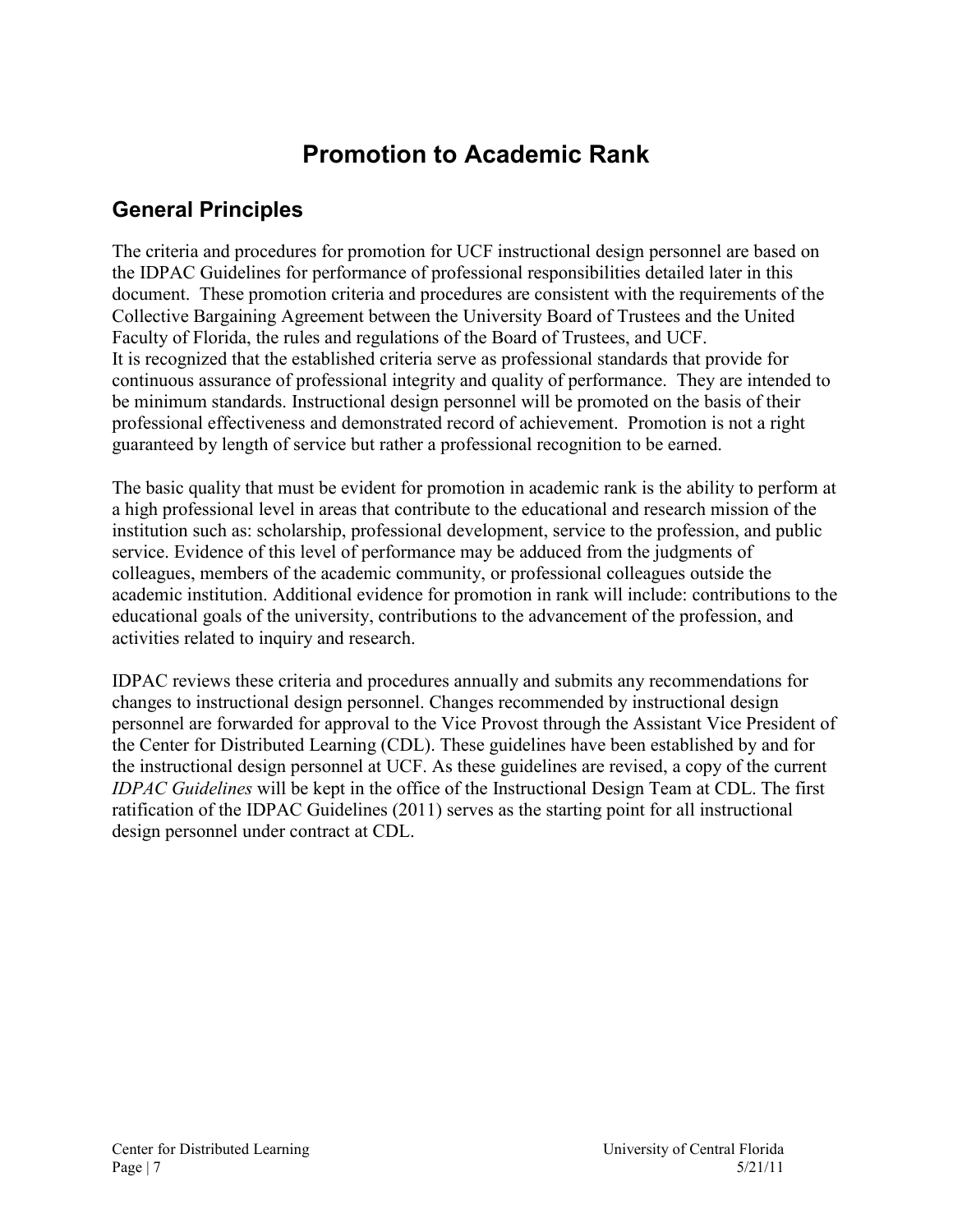# Promotion to Academic Rank

## General Principles

The criteria and procedures for promotion for UCF instructional design personnel are based on the IDPAC Guidelines for performance of professional responsibilities detailed later in this document. These promotion criteria and procedures are consistent with the requirements of the Collective Bargaining Agreement between the University Board of Trustees and the United Faculty of Florida, the rules and regulations of the Board of Trustees, and UCF.
It is recognized that the established criteria serve as professional standards that provide for continuous assurance of professional integrity and quality of performance. They are intended to be minimum standards. Instructional design personnel will be promoted on the basis of their professional effectiveness and demonstrated record of achievement. Promotion is not a right guaranteed by length of service but rather a professional recognition to be earned.

The basic quality that must be evident for promotion in academic rank is the ability to perform at a high professional level in areas that contribute to the educational and research mission of the institution such as: scholarship, professional development, service to the profession, and public service. Evidence of this level of performance may be adduced from the judgments of colleagues, members of the academic community, or professional colleagues outside the academic institution. Additional evidence for promotion in rank will include: contributions to the educational goals of the university, contributions to the advancement of the profession, and activities related to inquiry and research.

IDPAC reviews these criteria and procedures annually and submits any recommendations for changes to instructional design personnel. Changes recommended by instructional design personnel are forwarded for approval to the Vice Provost through the Assistant Vice President of the Center for Distributed Learning (CDL). These guidelines have been established by and for the instructional design personnel at UCF. As these guidelines are revised, a copy of the current *IDPAC Guidelines* will be kept in the office of the Instructional Design Team at CDL. The first ratification of the IDPAC Guidelines (2011) serves as the starting point for all instructional design personnel under contract at CDL.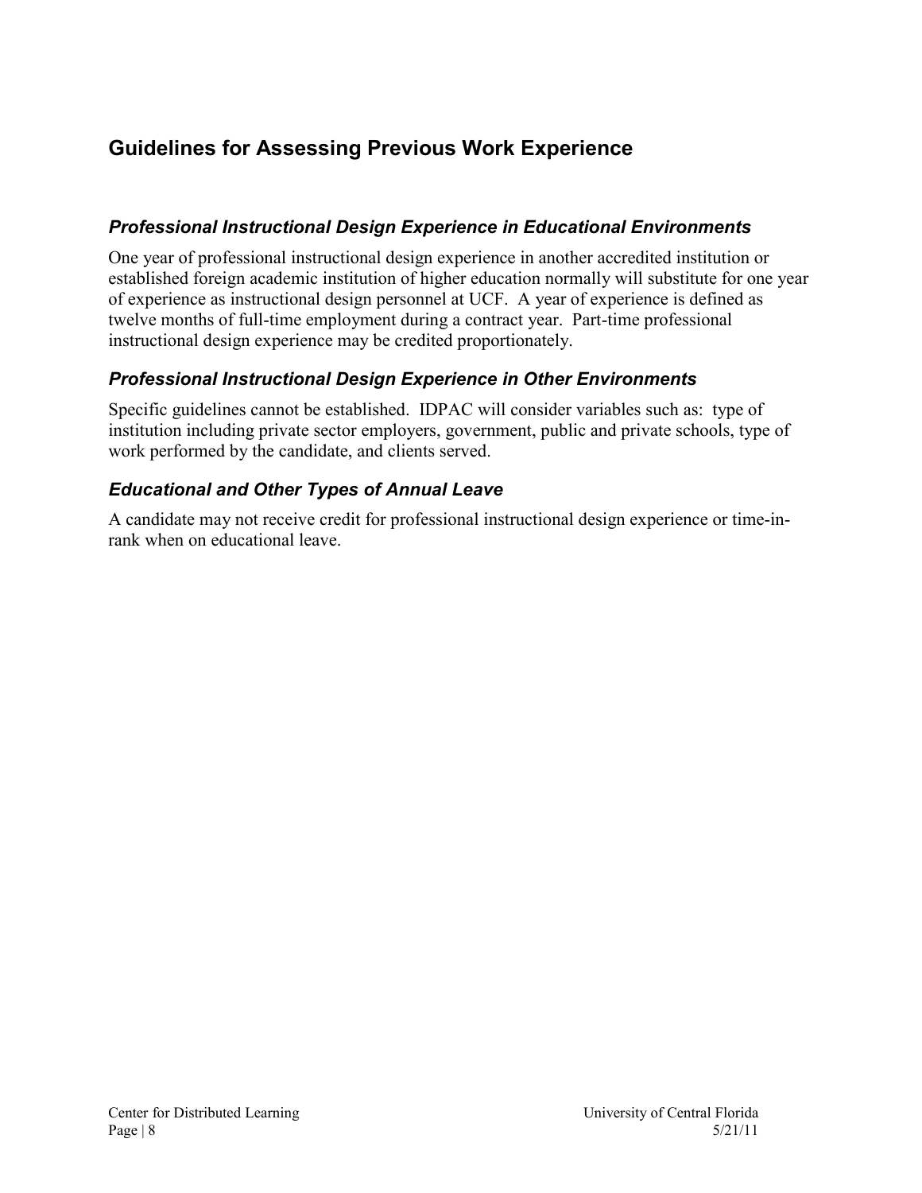## Guidelines for Assessing Previous Work Experience

### *Professional Instructional Design Experience in Educational Environments*

One year of professional instructional design experience in another accredited institution or established foreign academic institution of higher education normally will substitute for one year of experience as instructional design personnel at UCF. A year of experience is defined as twelve months of full-time employment during a contract year. Part-time professional instructional design experience may be credited proportionately.

### *Professional Instructional Design Experience in Other Environments*

Specific guidelines cannot be established. IDPAC will consider variables such as: type of institution including private sector employers, government, public and private schools, type of work performed by the candidate, and clients served.

### *Educational and Other Types of Annual Leave*

A candidate may not receive credit for professional instructional design experience or time-in-rank when on educational leave.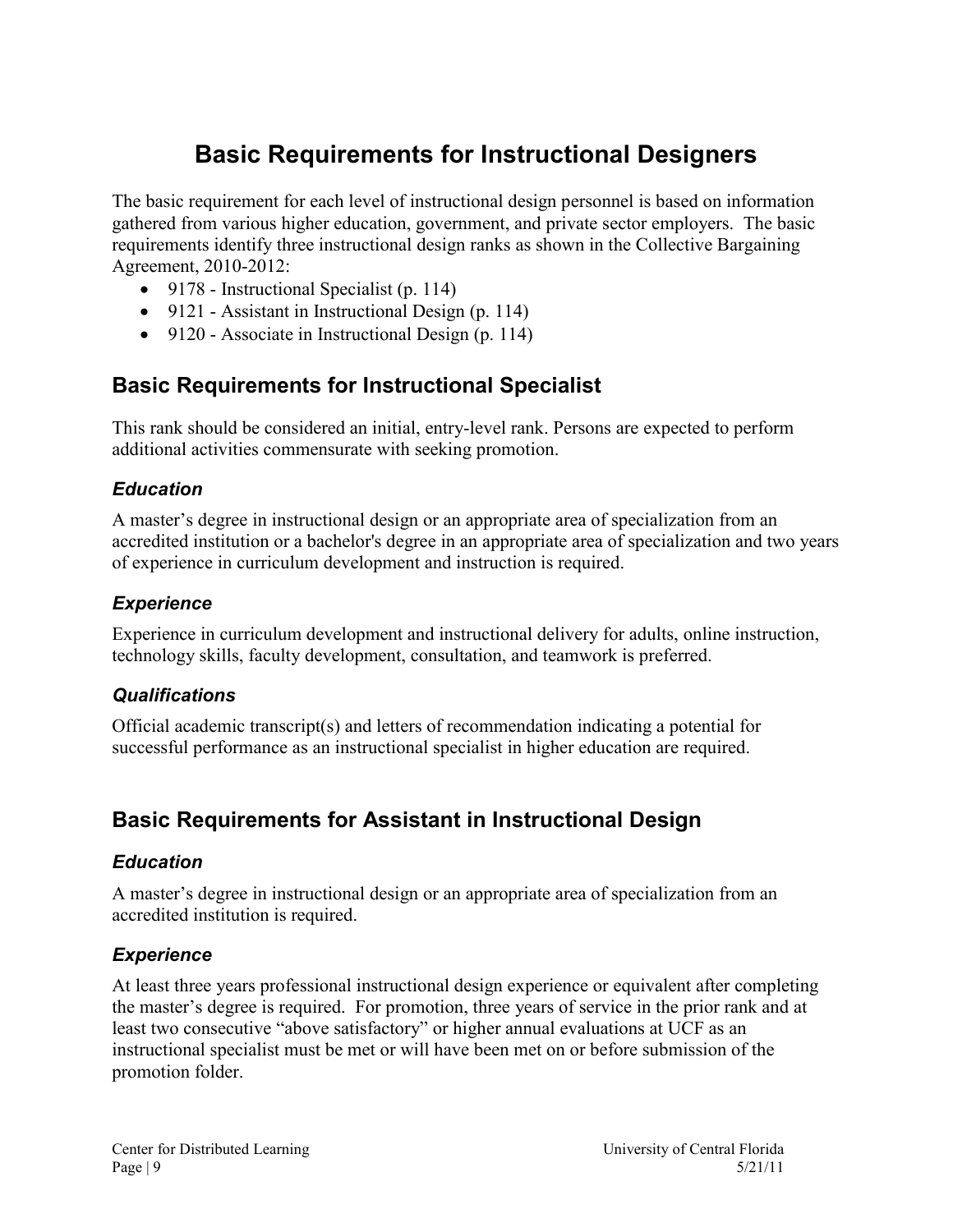# Basic Requirements for Instructional Designers

The basic requirement for each level of instructional design personnel is based on information gathered from various higher education, government, and private sector employers. The basic requirements identify three instructional design ranks as shown in the Collective Bargaining Agreement, 2010-2012:

- 9178 - Instructional Specialist (p. 114)
- 9121 - Assistant in Instructional Design (p. 114)
- 9120 - Associate in Instructional Design (p. 114)

## Basic Requirements for Instructional Specialist

This rank should be considered an initial, entry-level rank. Persons are expected to perform additional activities commensurate with seeking promotion.

### *Education*

A master's degree in instructional design or an appropriate area of specialization from an accredited institution or a bachelor's degree in an appropriate area of specialization and two years of experience in curriculum development and instruction is required.

### *Experience*

Experience in curriculum development and instructional delivery for adults, online instruction, technology skills, faculty development, consultation, and teamwork is preferred.

### *Qualifications*

Official academic transcript(s) and letters of recommendation indicating a potential for successful performance as an instructional specialist in higher education are required.

## Basic Requirements for Assistant in Instructional Design

### *Education*

A master's degree in instructional design or an appropriate area of specialization from an accredited institution is required.

### *Experience*

At least three years professional instructional design experience or equivalent after completing the master's degree is required. For promotion, three years of service in the prior rank and at least two consecutive "above satisfactory" or higher annual evaluations at UCF as an instructional specialist must be met or will have been met on or before submission of the promotion folder.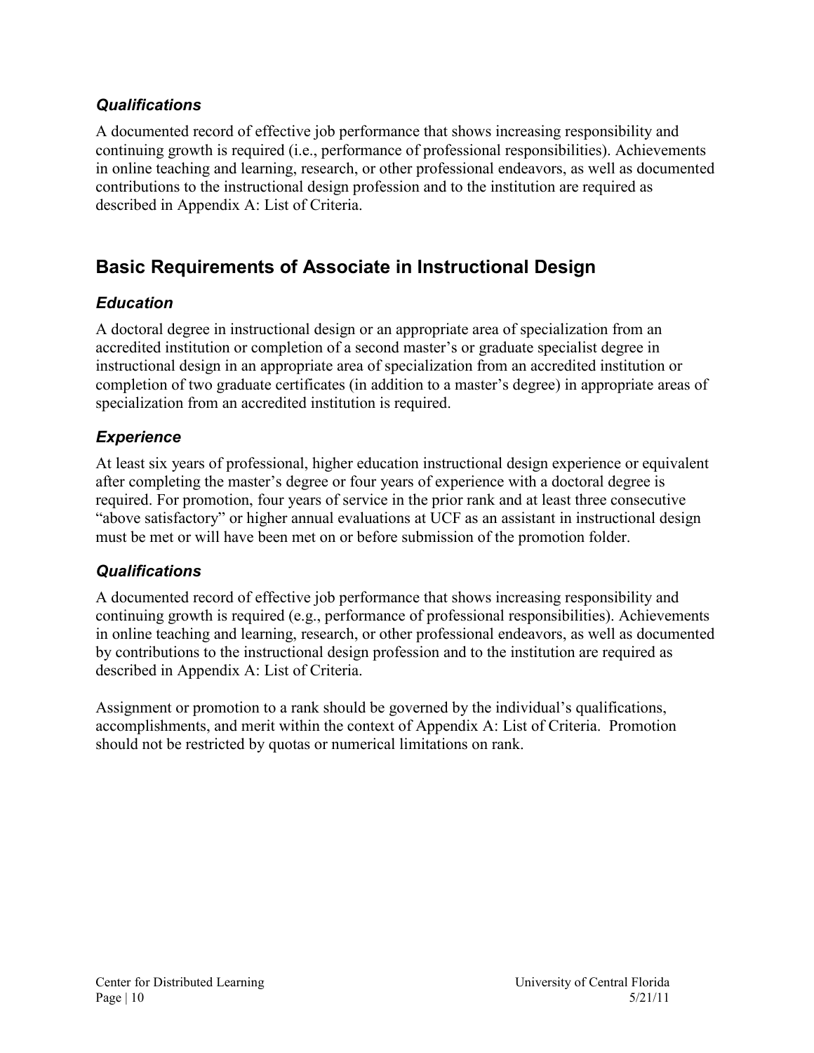### *Qualifications*

A documented record of effective job performance that shows increasing responsibility and continuing growth is required (i.e., performance of professional responsibilities). Achievements in online teaching and learning, research, or other professional endeavors, as well as documented contributions to the instructional design profession and to the institution are required as described in Appendix A: List of Criteria.

## Basic Requirements of Associate in Instructional Design

### *Education*

A doctoral degree in instructional design or an appropriate area of specialization from an accredited institution or completion of a second master's or graduate specialist degree in instructional design in an appropriate area of specialization from an accredited institution or completion of two graduate certificates (in addition to a master's degree) in appropriate areas of specialization from an accredited institution is required.

### *Experience*

At least six years of professional, higher education instructional design experience or equivalent after completing the master's degree or four years of experience with a doctoral degree is required. For promotion, four years of service in the prior rank and at least three consecutive "above satisfactory" or higher annual evaluations at UCF as an assistant in instructional design must be met or will have been met on or before submission of the promotion folder.

### *Qualifications*

A documented record of effective job performance that shows increasing responsibility and continuing growth is required (e.g., performance of professional responsibilities). Achievements in online teaching and learning, research, or other professional endeavors, as well as documented by contributions to the instructional design profession and to the institution are required as described in Appendix A: List of Criteria.

Assignment or promotion to a rank should be governed by the individual's qualifications, accomplishments, and merit within the context of Appendix A: List of Criteria. Promotion should not be restricted by quotas or numerical limitations on rank.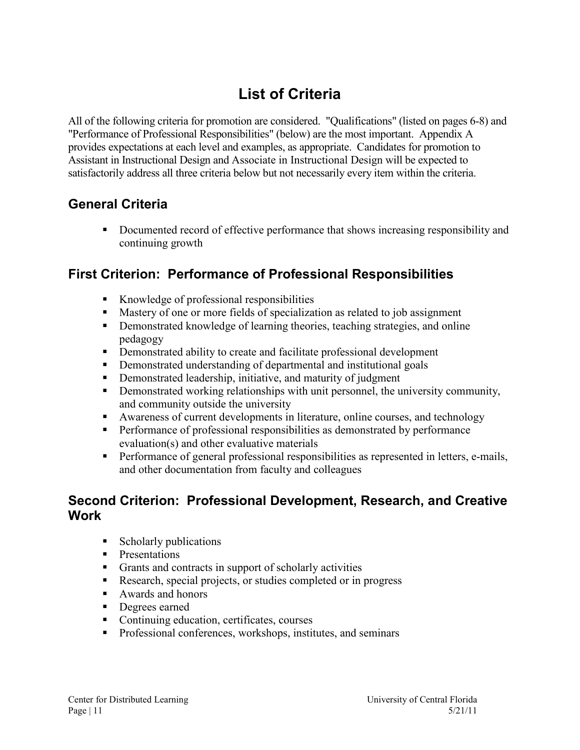# List of Criteria

All of the following criteria for promotion are considered. "Qualifications" (listed on pages 6-8) and "Performance of Professional Responsibilities" (below) are the most important. Appendix A provides expectations at each level and examples, as appropriate. Candidates for promotion to Assistant in Instructional Design and Associate in Instructional Design will be expected to satisfactorily address all three criteria below but not necessarily every item within the criteria.

## General Criteria

- Documented record of effective performance that shows increasing responsibility and continuing growth

## First Criterion: Performance of Professional Responsibilities

- Knowledge of professional responsibilities
- Mastery of one or more fields of specialization as related to job assignment
- Demonstrated knowledge of learning theories, teaching strategies, and online pedagogy
- Demonstrated ability to create and facilitate professional development
- Demonstrated understanding of departmental and institutional goals
- Demonstrated leadership, initiative, and maturity of judgment
- Demonstrated working relationships with unit personnel, the university community, and community outside the university
- Awareness of current developments in literature, online courses, and technology
- Performance of professional responsibilities as demonstrated by performance evaluation(s) and other evaluative materials
- Performance of general professional responsibilities as represented in letters, e-mails, and other documentation from faculty and colleagues

## Second Criterion: Professional Development, Research, and Creative Work

- Scholarly publications
- Presentations
- Grants and contracts in support of scholarly activities
- Research, special projects, or studies completed or in progress
- Awards and honors
- Degrees earned
- Continuing education, certificates, courses
- Professional conferences, workshops, institutes, and seminars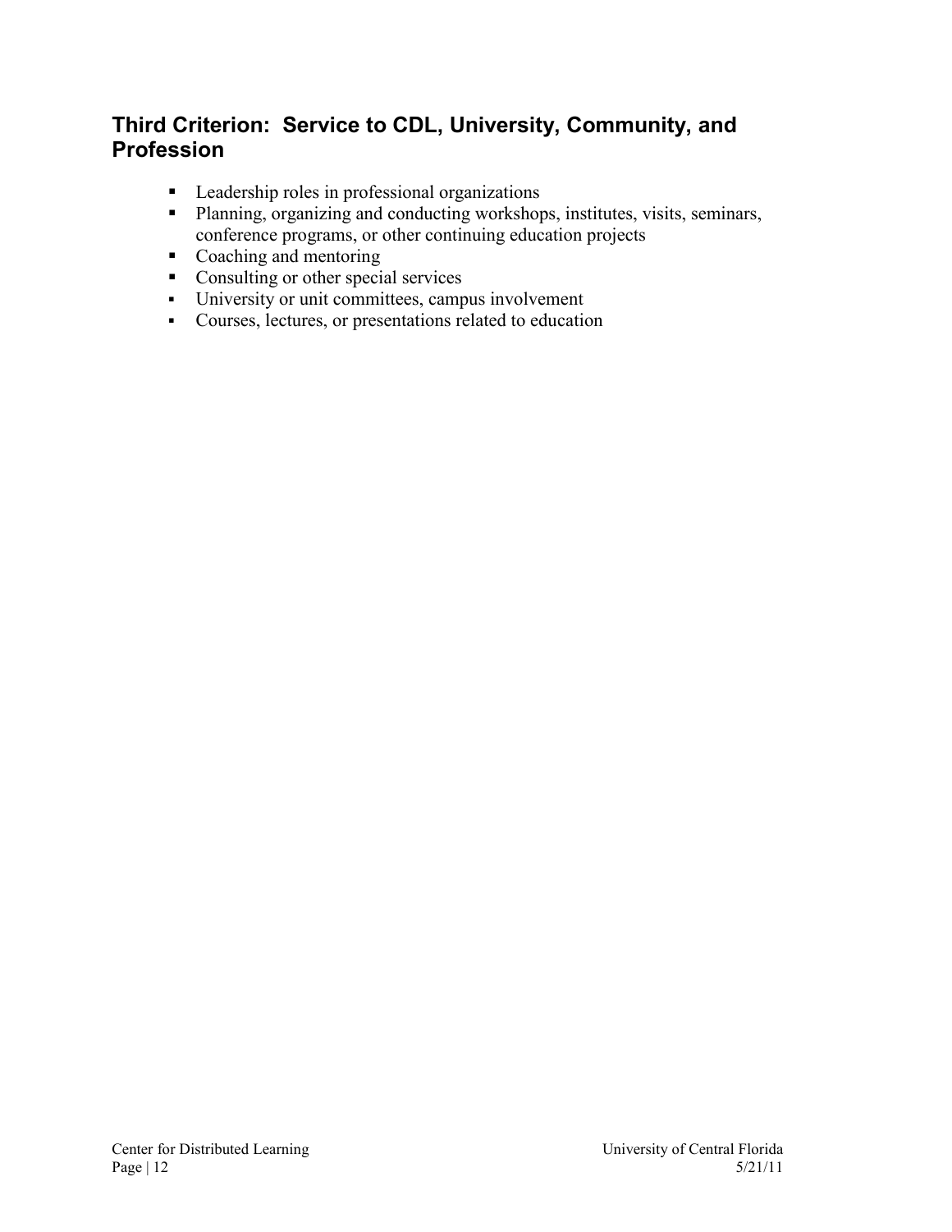## Third Criterion: Service to CDL, University, Community, and Profession

- Leadership roles in professional organizations
- Planning, organizing and conducting workshops, institutes, visits, seminars, conference programs, or other continuing education projects
- Coaching and mentoring
- Consulting or other special services
- University or unit committees, campus involvement
- Courses, lectures, or presentations related to education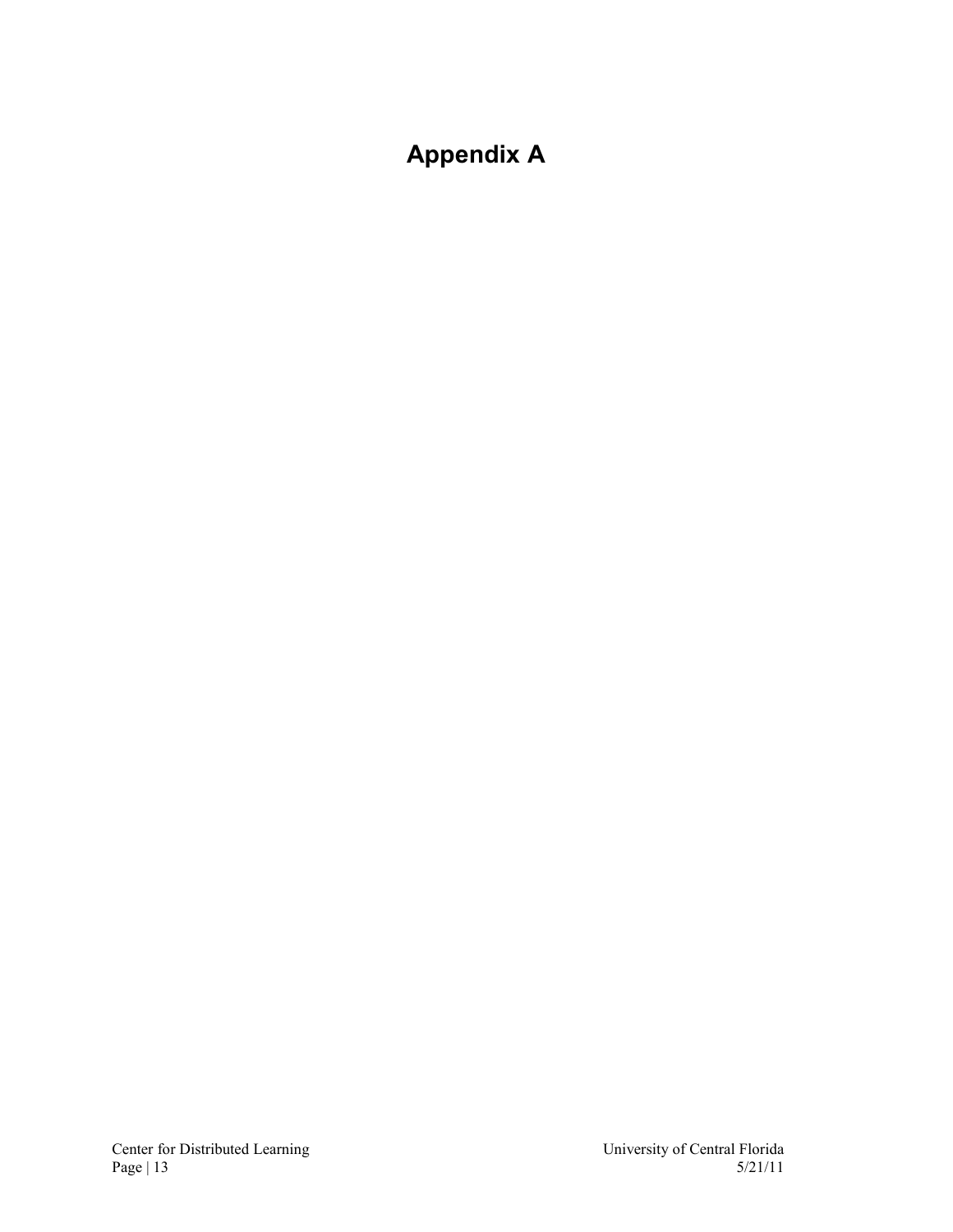# Appendix A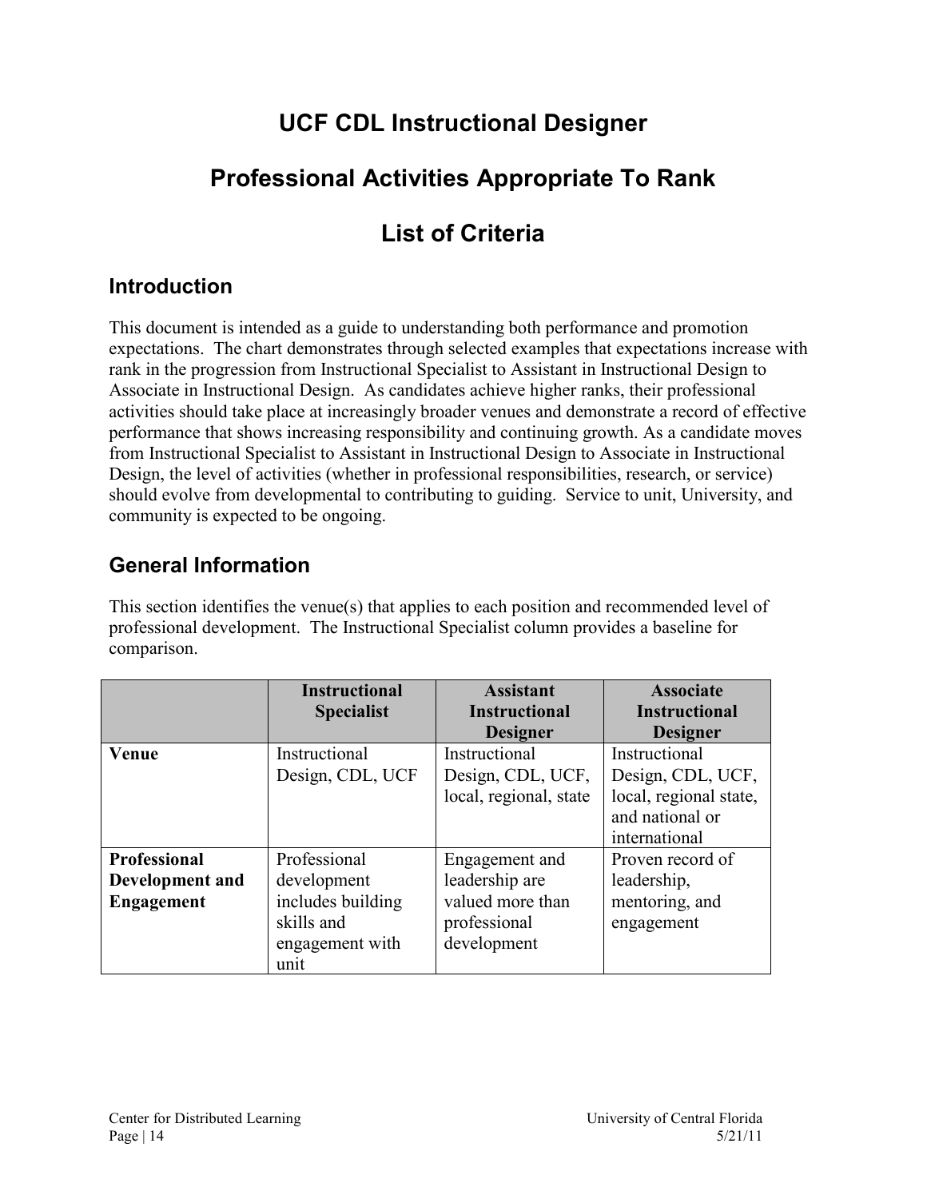# UCF CDL Instructional Designer

# Professional Activities Appropriate To Rank

# List of Criteria

## Introduction

This document is intended as a guide to understanding both performance and promotion expectations. The chart demonstrates through selected examples that expectations increase with rank in the progression from Instructional Specialist to Assistant in Instructional Design to Associate in Instructional Design. As candidates achieve higher ranks, their professional activities should take place at increasingly broader venues and demonstrate a record of effective performance that shows increasing responsibility and continuing growth. As a candidate moves from Instructional Specialist to Assistant in Instructional Design to Associate in Instructional Design, the level of activities (whether in professional responsibilities, research, or service) should evolve from developmental to contributing to guiding. Service to unit, University, and community is expected to be ongoing.

## General Information

This section identifies the venue(s) that applies to each position and recommended level of professional development. The Instructional Specialist column provides a baseline for comparison.

| | Instructional Specialist | Assistant Instructional Designer | Associate Instructional Designer |
|---|---|---|---|
| **Venue** | Instructional Design, CDL, UCF | Instructional Design, CDL, UCF, local, regional, state | Instructional Design, CDL, UCF, local, regional state, and national or international |
| **Professional Development and Engagement** | Professional development includes building skills and engagement with unit | Engagement and leadership are valued more than professional development | Proven record of leadership, mentoring, and engagement |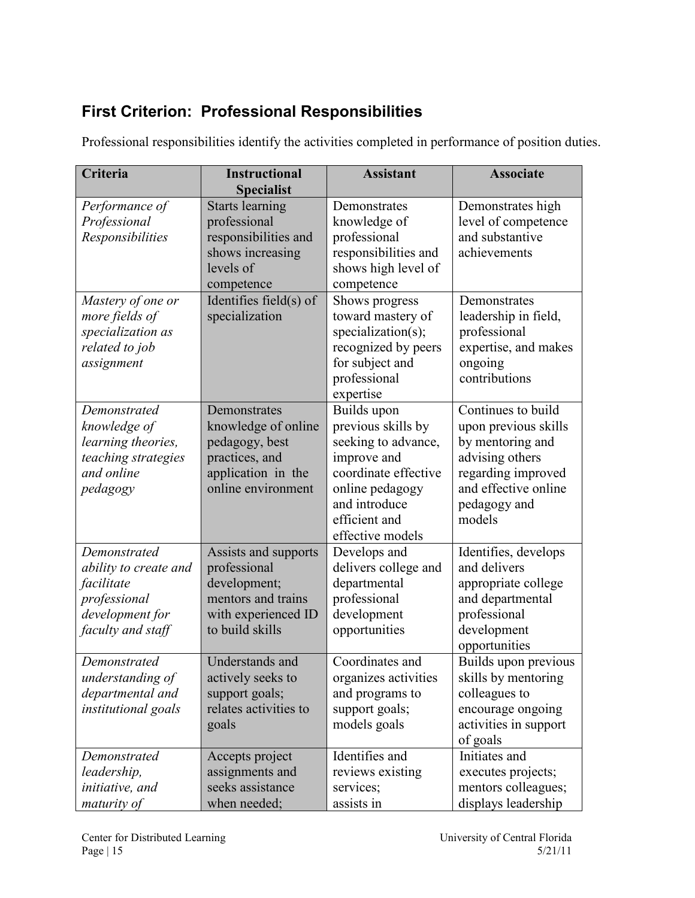## First Criterion: Professional Responsibilities

Professional responsibilities identify the activities completed in performance of position duties.

| Criteria | Instructional Specialist | Assistant | Associate |
|---|---|---|---|
| *Performance of Professional Responsibilities* | Starts learning professional responsibilities and shows increasing levels of competence | Demonstrates knowledge of professional responsibilities and shows high level of competence | Demonstrates high level of competence and substantive achievements |
| *Mastery of one or more fields of specialization as related to job assignment* | Identifies field(s) of specialization | Shows progress toward mastery of specialization(s); recognized by peers for subject and professional expertise | Demonstrates leadership in field, professional expertise, and makes ongoing contributions |
| *Demonstrated knowledge of learning theories, teaching strategies and online pedagogy* | Demonstrates knowledge of online pedagogy, best practices, and application in the online environment | Builds upon previous skills by seeking to advance, improve and coordinate effective online pedagogy and introduce efficient and effective models | Continues to build upon previous skills by mentoring and advising others regarding improved and effective online pedagogy and models |
| *Demonstrated ability to create and facilitate professional development for faculty and staff* | Assists and supports professional development; mentors and trains with experienced ID to build skills | Develops and delivers college and departmental professional development opportunities | Identifies, develops and delivers appropriate college and departmental professional development opportunities |
| *Demonstrated understanding of departmental and institutional goals* | Understands and actively seeks to support goals; relates activities to goals | Coordinates and organizes activities and programs to support goals; models goals | Builds upon previous skills by mentoring colleagues to encourage ongoing activities in support of goals |
| *Demonstrated leadership, initiative, and maturity of* | Accepts project assignments and seeks assistance when needed; | Identifies and reviews existing services; assists in | Initiates and executes projects; mentors colleagues; displays leadership |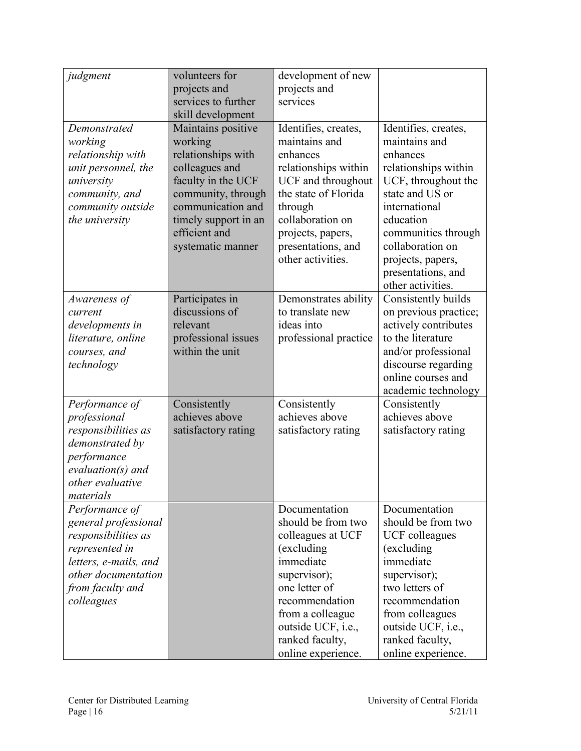| | | | |
|---|---|---|---|
| *judgment* | volunteers for projects and services to further skill development | development of new projects and services | |
| *Demonstrated working relationship with unit personnel, the university community, and community outside the university* | Maintains positive working relationships with colleagues and faculty in the UCF community, through communication and timely support in an efficient and systematic manner | Identifies, creates, maintains and enhances relationships within UCF and throughout the state of Florida through collaboration on projects, papers, presentations, and other activities. | Identifies, creates, maintains and enhances relationships within UCF, throughout the state and US or international education communities through collaboration on projects, papers, presentations, and other activities. |
| *Awareness of current developments in literature, online courses, and technology* | Participates in discussions of relevant professional issues within the unit | Demonstrates ability to translate new ideas into professional practice | Consistently builds on previous practice; actively contributes to the literature and/or professional discourse regarding online courses and academic technology |
| *Performance of professional responsibilities as demonstrated by performance evaluation(s) and other evaluative materials* | Consistently achieves above satisfactory rating | Consistently achieves above satisfactory rating | Consistently achieves above satisfactory rating |
| *Performance of general professional responsibilities as represented in letters, e-mails, and other documentation from faculty and colleagues* | | Documentation should be from two colleagues at UCF (excluding immediate supervisor); one letter of recommendation from a colleague outside UCF, i.e., ranked faculty, online experience. | Documentation should be from two UCF colleagues (excluding immediate supervisor); two letters of recommendation from colleagues outside UCF, i.e., ranked faculty, online experience. |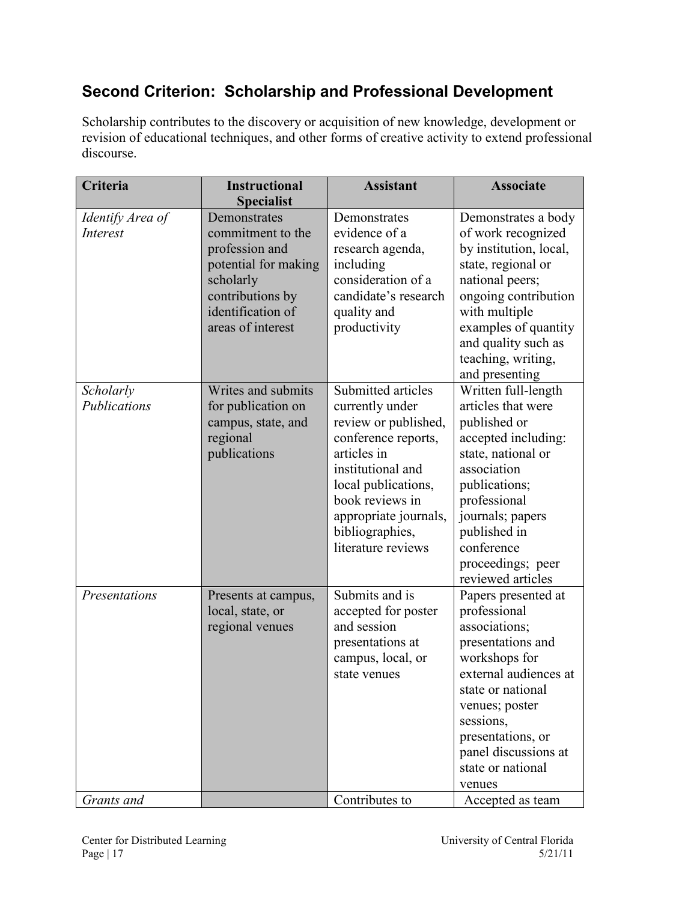## Second Criterion: Scholarship and Professional Development

Scholarship contributes to the discovery or acquisition of new knowledge, development or revision of educational techniques, and other forms of creative activity to extend professional discourse.

| Criteria | Instructional Specialist | Assistant | Associate |
|---|---|---|---|
| *Identify Area of Interest* | Demonstrates commitment to the profession and potential for making scholarly contributions by identification of areas of interest | Demonstrates evidence of a research agenda, including consideration of a candidate's research quality and productivity | Demonstrates a body of work recognized by institution, local, state, regional or national peers; ongoing contribution with multiple examples of quantity and quality such as teaching, writing, and presenting |
| *Scholarly Publications* | Writes and submits for publication on campus, state, and regional publications | Submitted articles currently under review or published, conference reports, articles in institutional and local publications, book reviews in appropriate journals, bibliographies, literature reviews | Written full-length articles that were published or accepted including: state, national or association publications; professional journals; papers published in conference proceedings; peer reviewed articles |
| *Presentations* | Presents at campus, local, state, or regional venues | Submits and is accepted for poster and session presentations at campus, local, or state venues | Papers presented at professional associations; presentations and workshops for external audiences at state or national venues; poster sessions, presentations, or panel discussions at state or national venues |
| *Grants and* | | Contributes to | Accepted as team |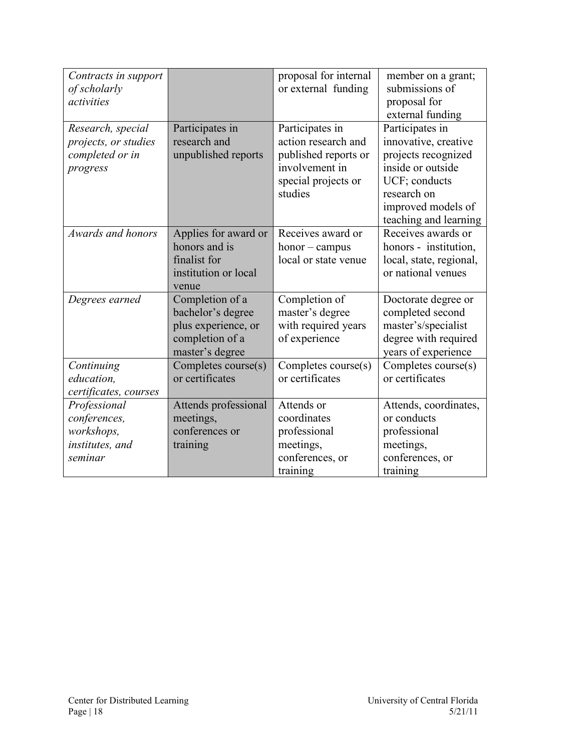| *Contracts in support of scholarly activities* | | proposal for internal or external funding | member on a grant; submissions of proposal for external funding |
|---|---|---|---|
| *Research, special projects, or studies completed or in progress* | Participates in research and unpublished reports | Participates in action research and published reports or involvement in special projects or studies | Participates in innovative, creative projects recognized inside or outside UCF; conducts research on improved models of teaching and learning |
| *Awards and honors* | Applies for award or honors and is finalist for institution or local venue | Receives award or honor – campus local or state venue | Receives awards or honors - institution, local, state, regional, or national venues |
| *Degrees earned* | Completion of a bachelor's degree plus experience, or completion of a master's degree | Completion of master's degree with required years of experience | Doctorate degree or completed second master's/specialist degree with required years of experience |
| *Continuing education, certificates, courses* | Completes course(s) or certificates | Completes course(s) or certificates | Completes course(s) or certificates |
| *Professional conferences, workshops, institutes, and seminar* | Attends professional meetings, conferences or training | Attends or coordinates professional meetings, conferences, or training | Attends, coordinates, or conducts professional meetings, conferences, or training |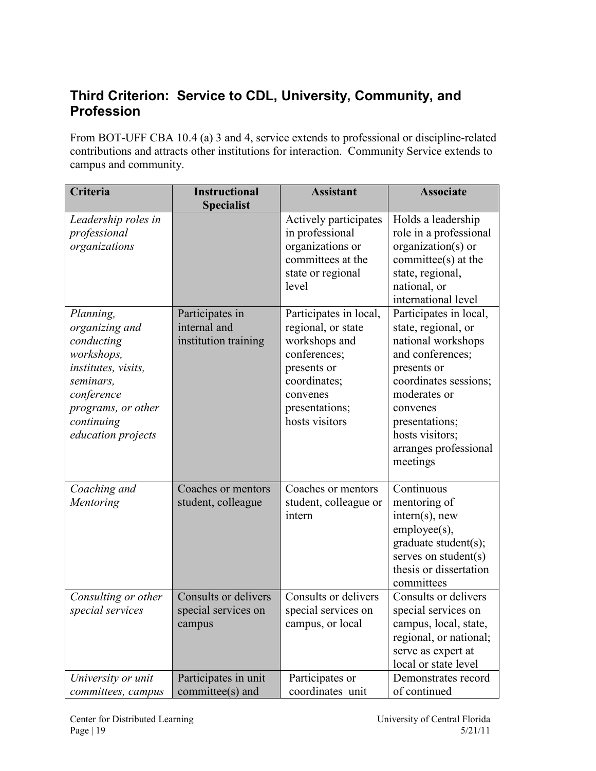## Third Criterion: Service to CDL, University, Community, and Profession

From BOT-UFF CBA 10.4 (a) 3 and 4, service extends to professional or discipline-related contributions and attracts other institutions for interaction. Community Service extends to campus and community.

| Criteria | Instructional Specialist | Assistant | Associate |
|---|---|---|---|
| *Leadership roles in professional organizations* | | Actively participates in professional organizations or committees at the state or regional level | Holds a leadership role in a professional organization(s) or committee(s) at the state, regional, national, or international level |
| *Planning, organizing and conducting workshops, institutes, visits, seminars, conference programs, or other continuing education projects* | Participates in internal and institution training | Participates in local, regional, or state workshops and conferences; presents or coordinates; convenes presentations; hosts visitors | Participates in local, state, regional, or national workshops and conferences; presents or coordinates sessions; moderates or convenes presentations; hosts visitors; arranges professional meetings |
| *Coaching and Mentoring* | Coaches or mentors student, colleague | Coaches or mentors student, colleague or intern | Continuous mentoring of intern(s), new employee(s), graduate student(s); serves on student(s) thesis or dissertation committees |
| *Consulting or other special services* | Consults or delivers special services on campus | Consults or delivers special services on campus, or local | Consults or delivers special services on campus, local, state, regional, or national; serve as expert at local or state level |
| *University or unit committees, campus* | Participates in unit committee(s) and | Participates or coordinates unit | Demonstrates record of continued |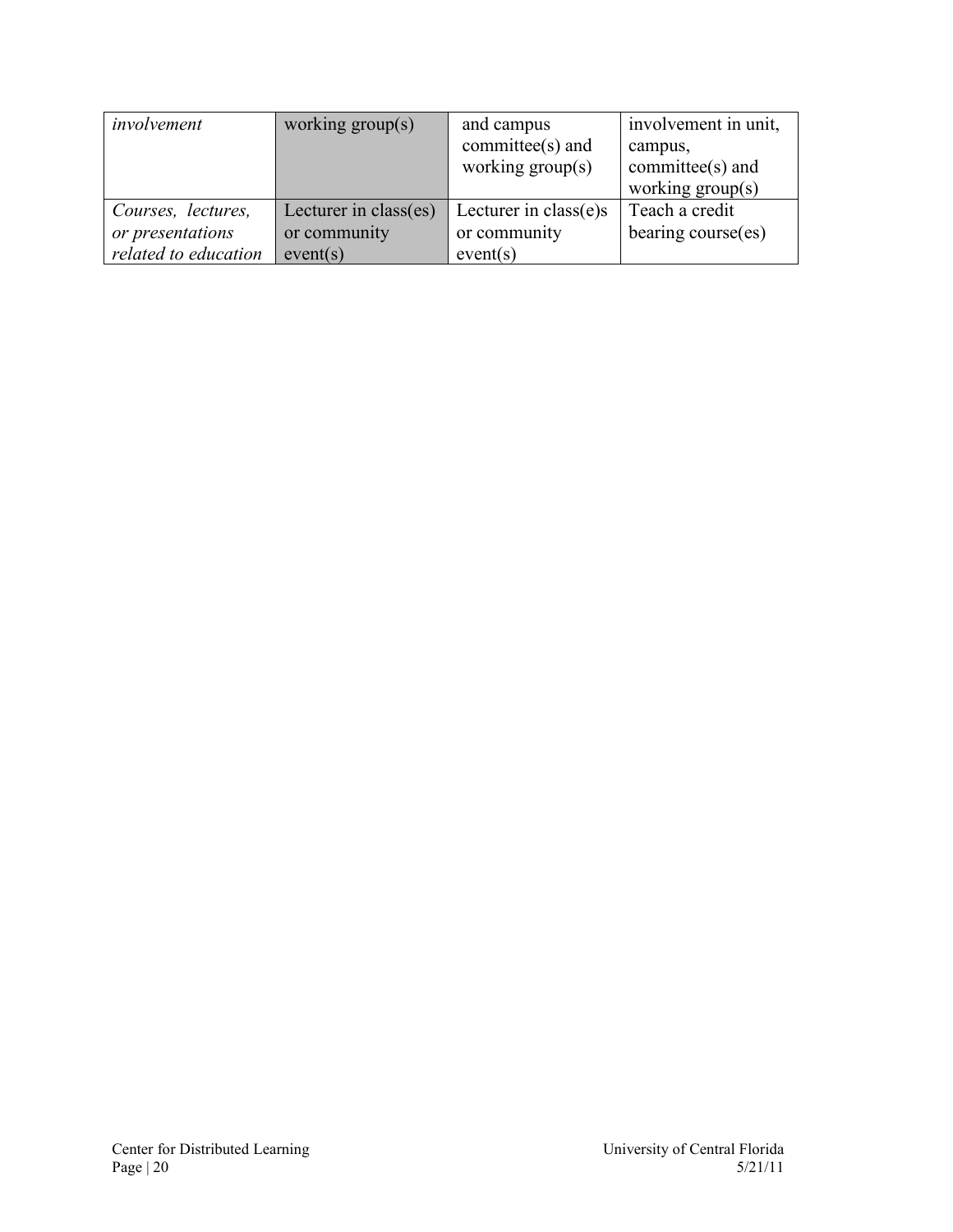| | | | |
|---|---|---|---|
| *involvement* | working group(s) | and campus committee(s) and working group(s) | involvement in unit, campus, committee(s) and working group(s) |
| *Courses, lectures, or presentations related to education* | Lecturer in class(es) or community event(s) | Lecturer in class(e)s or community event(s) | Teach a credit bearing course(es) |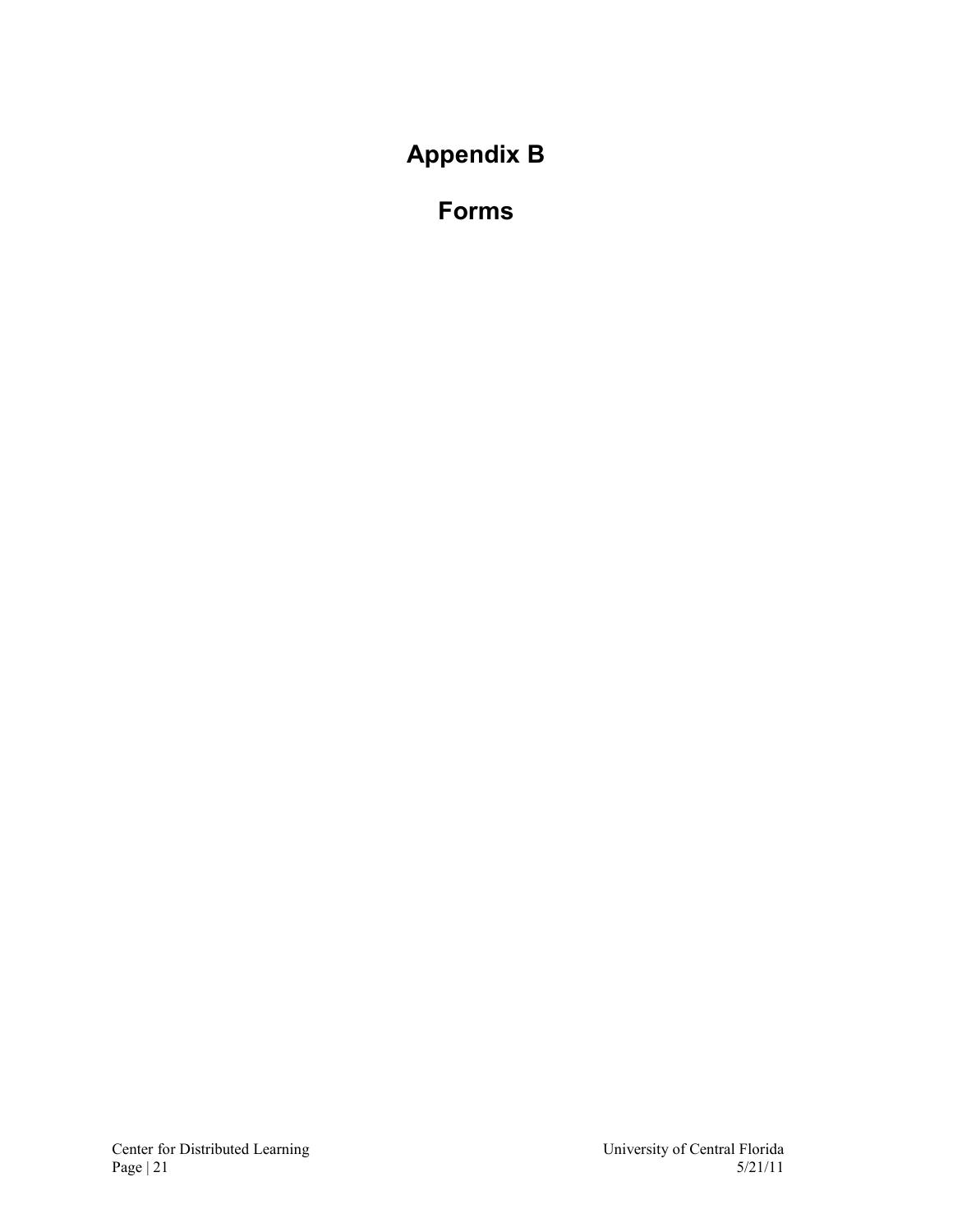# Appendix B

# Forms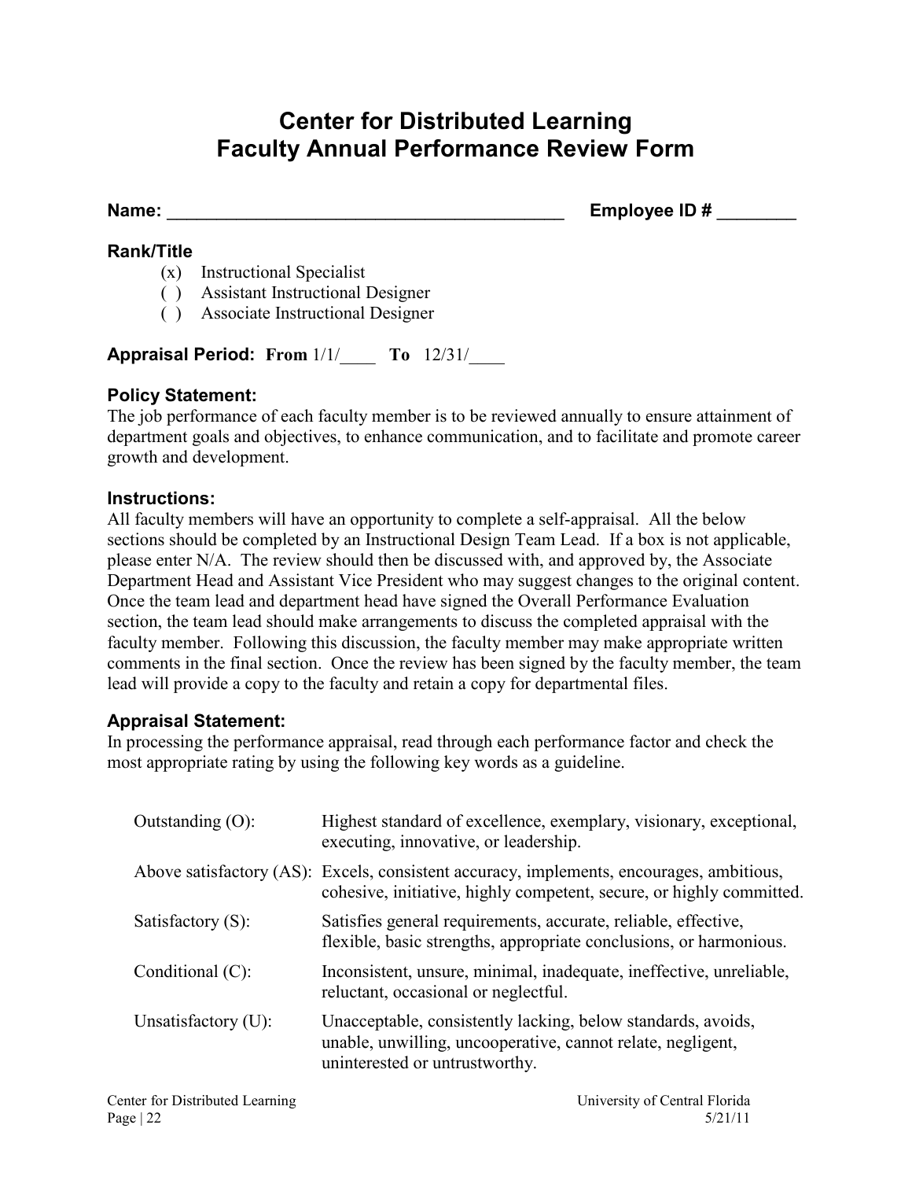# Center for Distributed Learning
# Faculty Annual Performance Review Form

**Name:** ________________________________________ **Employee ID #** ________

### Rank/Title

(x) Instructional Specialist
( ) Assistant Instructional Designer
( ) Associate Instructional Designer

**Appraisal Period: From** 1/1/____ **To** 12/31/____

### Policy Statement:

The job performance of each faculty member is to be reviewed annually to ensure attainment of department goals and objectives, to enhance communication, and to facilitate and promote career growth and development.

### Instructions:

All faculty members will have an opportunity to complete a self-appraisal. All the below sections should be completed by an Instructional Design Team Lead. If a box is not applicable, please enter N/A. The review should then be discussed with, and approved by, the Associate Department Head and Assistant Vice President who may suggest changes to the original content. Once the team lead and department head have signed the Overall Performance Evaluation section, the team lead should make arrangements to discuss the completed appraisal with the faculty member. Following this discussion, the faculty member may make appropriate written comments in the final section. Once the review has been signed by the faculty member, the team lead will provide a copy to the faculty and retain a copy for departmental files.

### Appraisal Statement:

In processing the performance appraisal, read through each performance factor and check the most appropriate rating by using the following key words as a guideline.

| Rating | Key Words |
|---|---|
| Outstanding (O): | Highest standard of excellence, exemplary, visionary, exceptional, executing, innovative, or leadership. |
| Above satisfactory (AS): | Excels, consistent accuracy, implements, encourages, ambitious, cohesive, initiative, highly competent, secure, or highly committed. |
| Satisfactory (S): | Satisfies general requirements, accurate, reliable, effective, flexible, basic strengths, appropriate conclusions, or harmonious. |
| Conditional (C): | Inconsistent, unsure, minimal, inadequate, ineffective, unreliable, reluctant, occasional or neglectful. |
| Unsatisfactory (U): | Unacceptable, consistently lacking, below standards, avoids, unable, unwilling, uncooperative, cannot relate, negligent, uninterested or untrustworthy. |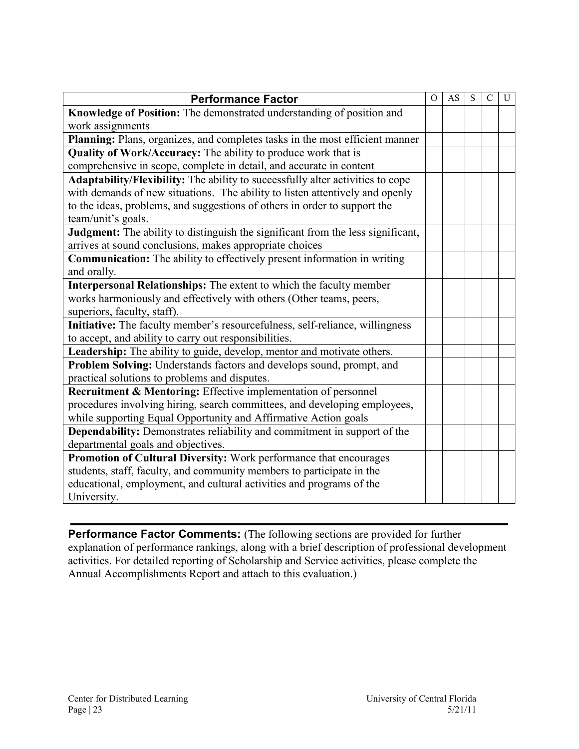| Performance Factor | O | AS | S | C | U |
|---|---|---|---|---|---|
| **Knowledge of Position:** The demonstrated understanding of position and work assignments | | | | | |
| **Planning:** Plans, organizes, and completes tasks in the most efficient manner | | | | | |
| **Quality of Work/Accuracy:** The ability to produce work that is comprehensive in scope, complete in detail, and accurate in content | | | | | |
| **Adaptability/Flexibility:** The ability to successfully alter activities to cope with demands of new situations. The ability to listen attentively and openly to the ideas, problems, and suggestions of others in order to support the team/unit's goals. | | | | | |
| **Judgment:** The ability to distinguish the significant from the less significant, arrives at sound conclusions, makes appropriate choices | | | | | |
| **Communication:** The ability to effectively present information in writing and orally. | | | | | |
| **Interpersonal Relationships:** The extent to which the faculty member works harmoniously and effectively with others (Other teams, peers, superiors, faculty, staff). | | | | | |
| **Initiative:** The faculty member's resourcefulness, self-reliance, willingness to accept, and ability to carry out responsibilities. | | | | | |
| **Leadership:** The ability to guide, develop, mentor and motivate others. | | | | | |
| **Problem Solving:** Understands factors and develops sound, prompt, and practical solutions to problems and disputes. | | | | | |
| **Recruitment & Mentoring:** Effective implementation of personnel procedures involving hiring, search committees, and developing employees, while supporting Equal Opportunity and Affirmative Action goals | | | | | |
| **Dependability:** Demonstrates reliability and commitment in support of the departmental goals and objectives. | | | | | |
| **Promotion of Cultural Diversity:** Work performance that encourages students, staff, faculty, and community members to participate in the educational, employment, and cultural activities and programs of the University. | | | | | |

**Performance Factor Comments:** (The following sections are provided for further explanation of performance rankings, along with a brief description of professional development activities. For detailed reporting of Scholarship and Service activities, please complete the Annual Accomplishments Report and attach to this evaluation.)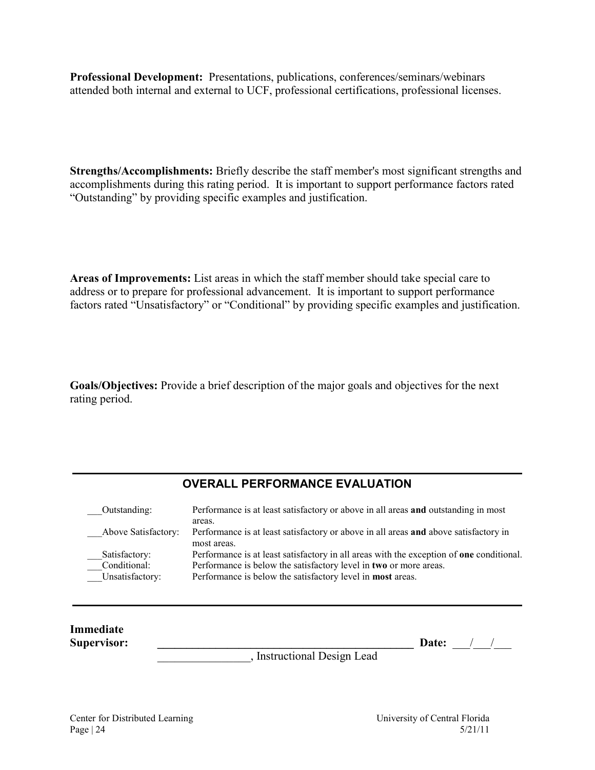**Professional Development:** Presentations, publications, conferences/seminars/webinars attended both internal and external to UCF, professional certifications, professional licenses.

**Strengths/Accomplishments:** Briefly describe the staff member's most significant strengths and accomplishments during this rating period. It is important to support performance factors rated "Outstanding" by providing specific examples and justification.

**Areas of Improvements:** List areas in which the staff member should take special care to address or to prepare for professional advancement. It is important to support performance factors rated "Unsatisfactory" or "Conditional" by providing specific examples and justification.

**Goals/Objectives:** Provide a brief description of the major goals and objectives for the next rating period.

---

## OVERALL PERFORMANCE EVALUATION

| | |
|---|---|
| ___Outstanding: | Performance is at least satisfactory or above in all areas **and** outstanding in most areas. |
| ___Above Satisfactory: | Performance is at least satisfactory or above in all areas **and** above satisfactory in most areas. |
| ___Satisfactory: | Performance is at least satisfactory in all areas with the exception of **one** conditional. |
| ___Conditional: | Performance is below the satisfactory level in **two** or more areas. |
| ___Unsatisfactory: | Performance is below the satisfactory level in **most** areas. |

---

**Immediate Supervisor:** ______________________________________________ **Date:** ___/___/___

________________, Instructional Design Lead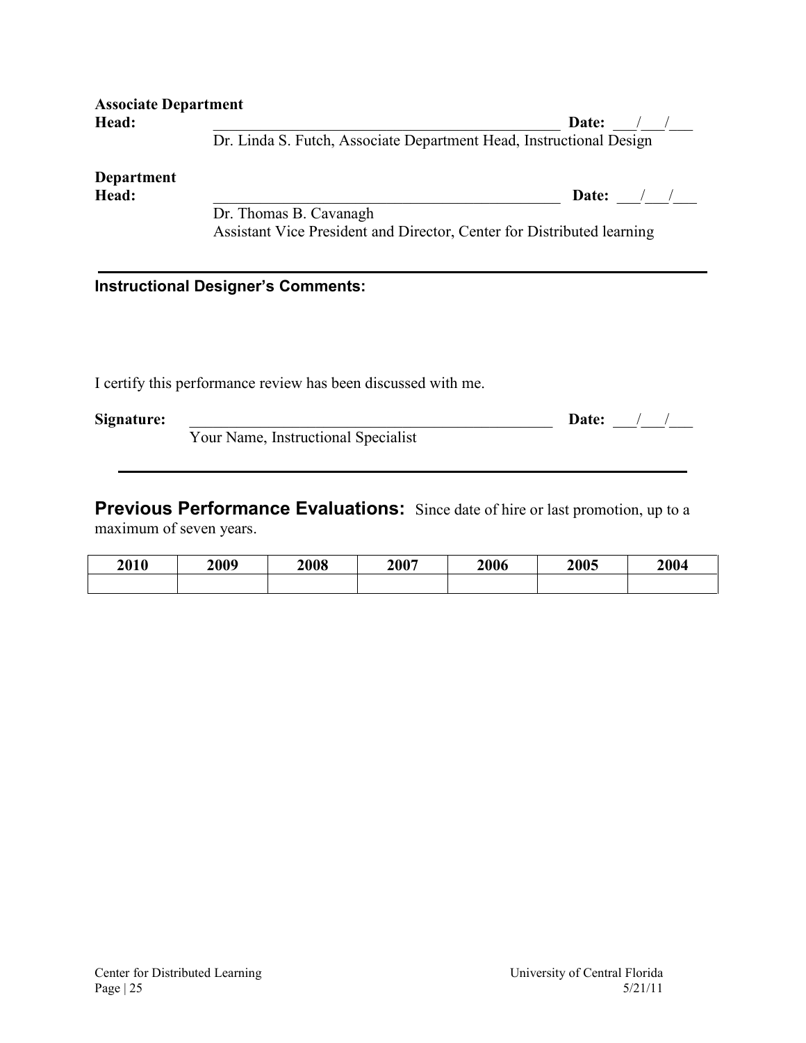**Associate Department Head:** \_\_\_\_\_\_\_\_\_\_\_\_\_\_\_\_\_\_\_\_\_\_\_\_\_\_\_\_\_\_\_\_\_\_\_\_\_\_\_\_\_\_\_\_\_\_\_ **Date:** \_\_\_/\_\_\_/\_\_\_

Dr. Linda S. Futch, Associate Department Head, Instructional Design

**Department Head:** \_\_\_\_\_\_\_\_\_\_\_\_\_\_\_\_\_\_\_\_\_\_\_\_\_\_\_\_\_\_\_\_\_\_\_\_\_\_\_\_\_\_\_\_\_\_\_ **Date:** \_\_\_/\_\_\_/\_\_\_

Dr. Thomas B. Cavanagh
Assistant Vice President and Director, Center for Distributed learning

---

**Instructional Designer's Comments:**

I certify this performance review has been discussed with me.

**Signature:** \_\_\_\_\_\_\_\_\_\_\_\_\_\_\_\_\_\_\_\_\_\_\_\_\_\_\_\_\_\_\_\_\_\_\_\_\_\_\_\_\_\_\_\_\_\_\_ **Date:** \_\_\_/\_\_\_/\_\_\_

Your Name, Instructional Specialist

---

**Previous Performance Evaluations:** Since date of hire or last promotion, up to a maximum of seven years.

| 2010 | 2009 | 2008 | 2007 | 2006 | 2005 | 2004 |
|---|---|---|---|---|---|---|
| | | | | | | |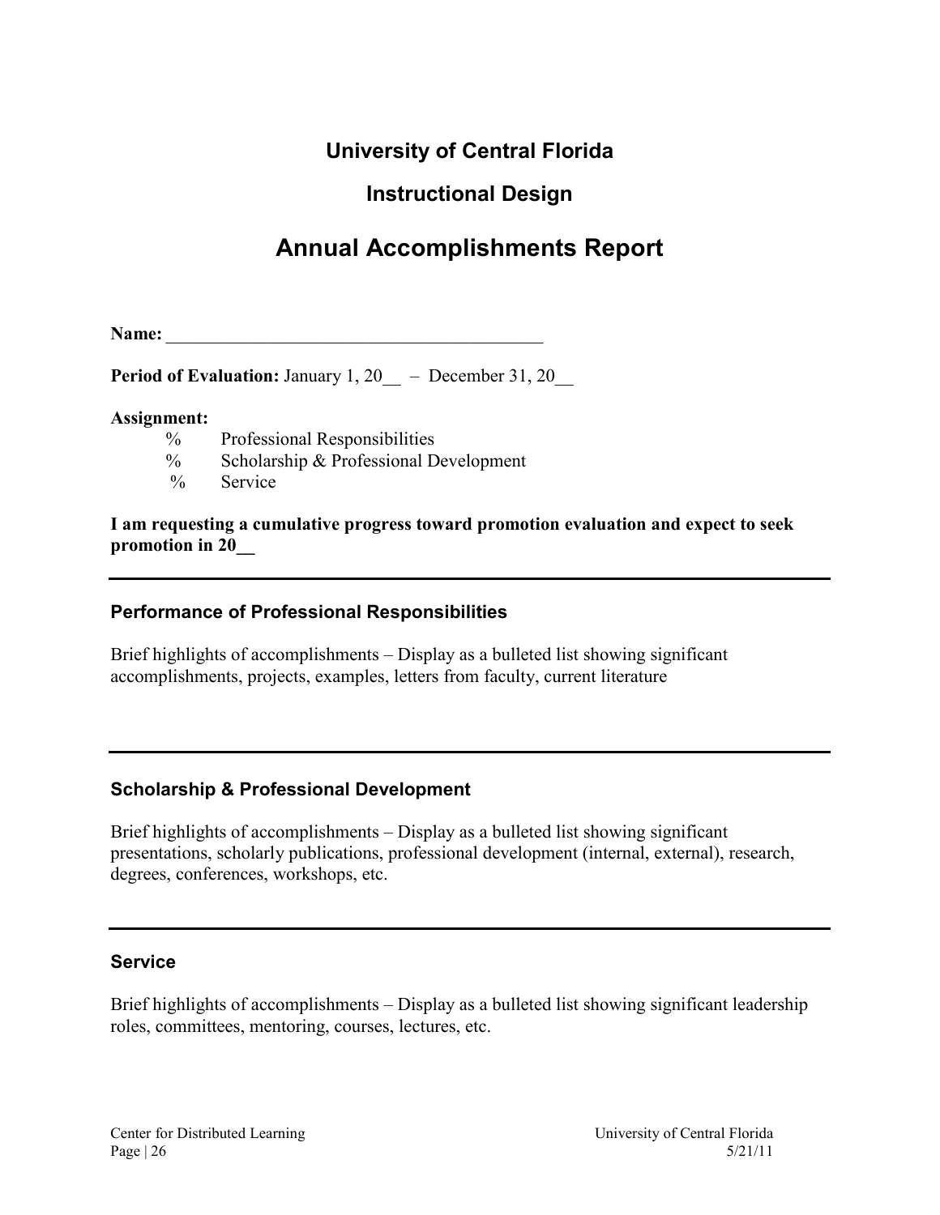# University of Central Florida

## Instructional Design

# Annual Accomplishments Report

**Name:** ___________________________________________

**Period of Evaluation:** January 1, 20__ – December 31, 20__

**Assignment:**

- % Professional Responsibilities
- % Scholarship & Professional Development
- % Service

**I am requesting a cumulative progress toward promotion evaluation and expect to seek promotion in 20__**

---

### Performance of Professional Responsibilities

Brief highlights of accomplishments – Display as a bulleted list showing significant accomplishments, projects, examples, letters from faculty, current literature

---

### Scholarship & Professional Development

Brief highlights of accomplishments – Display as a bulleted list showing significant presentations, scholarly publications, professional development (internal, external), research, degrees, conferences, workshops, etc.

---

### Service

Brief highlights of accomplishments – Display as a bulleted list showing significant leadership roles, committees, mentoring, courses, lectures, etc.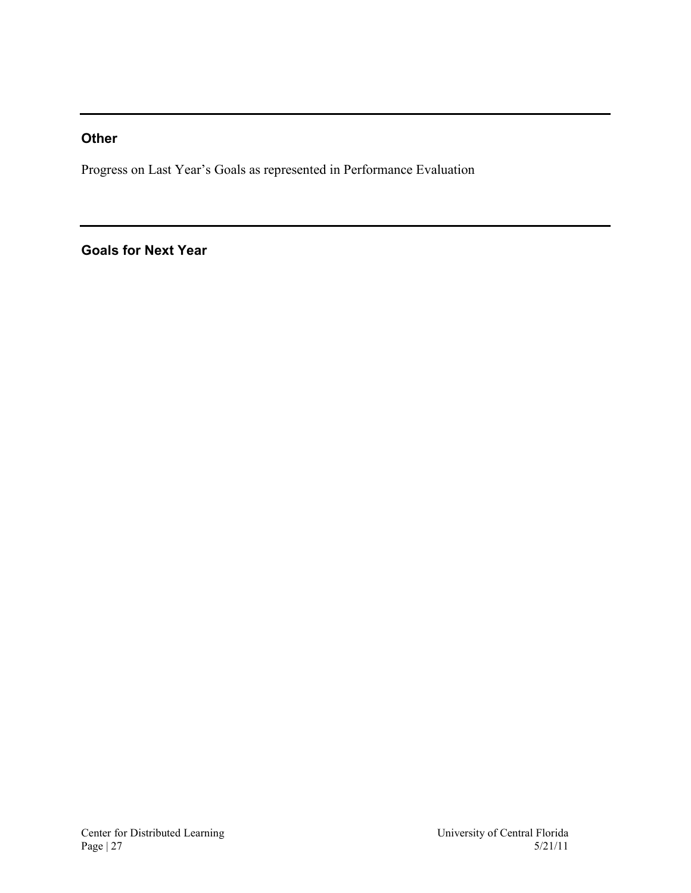---

## Other

Progress on Last Year's Goals as represented in Performance Evaluation

---

## Goals for Next Year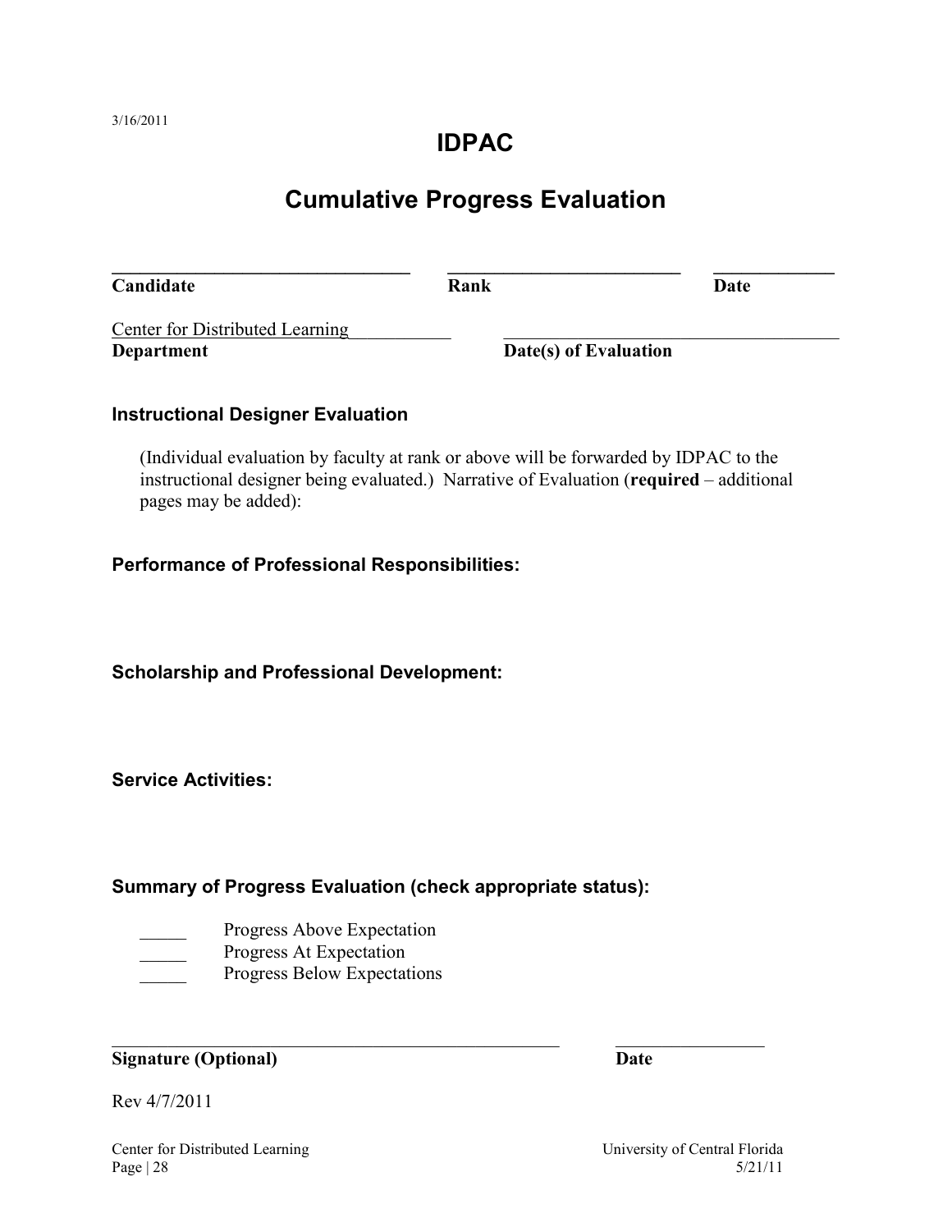3/16/2011

# IDPAC

# Cumulative Progress Evaluation

| ________________________________ | ________________________ | ____________ |
|---|---|---|
| **Candidate** | **Rank** | **Date** |

| Center for Distributed Learning___________ | ___________________________________ |
|---|---|
| **Department** | **Date(s) of Evaluation** |

### Instructional Designer Evaluation

(Individual evaluation by faculty at rank or above will be forwarded by IDPAC to the instructional designer being evaluated.) Narrative of Evaluation (**required** – additional pages may be added):

### Performance of Professional Responsibilities:

### Scholarship and Professional Development:

### Service Activities:

### Summary of Progress Evaluation (check appropriate status):

_____ Progress Above Expectation
_____ Progress At Expectation
_____ Progress Below Expectations

| _______________________________________________ | _______________ |
|---|---|
| **Signature (Optional)** | **Date** |

Rev 4/7/2011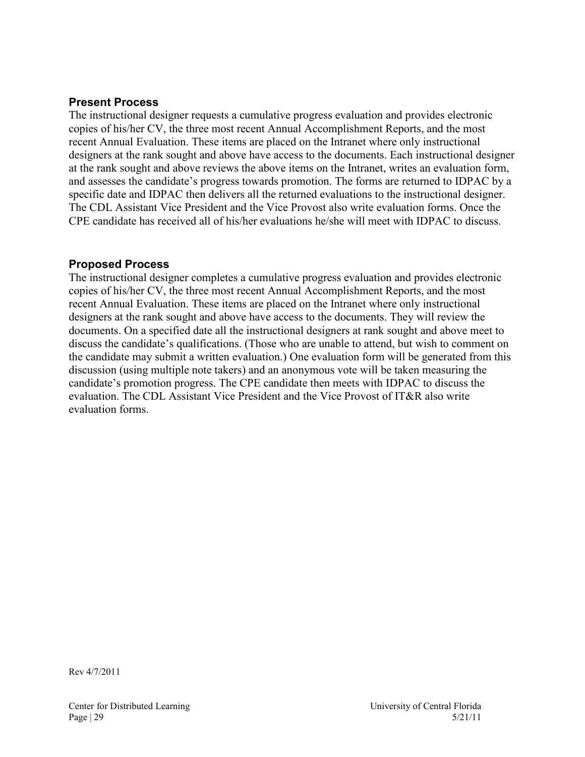## Present Process

The instructional designer requests a cumulative progress evaluation and provides electronic copies of his/her CV, the three most recent Annual Accomplishment Reports, and the most recent Annual Evaluation. These items are placed on the Intranet where only instructional designers at the rank sought and above have access to the documents. Each instructional designer at the rank sought and above reviews the above items on the Intranet, writes an evaluation form, and assesses the candidate's progress towards promotion. The forms are returned to IDPAC by a specific date and IDPAC then delivers all the returned evaluations to the instructional designer. The CDL Assistant Vice President and the Vice Provost also write evaluation forms. Once the CPE candidate has received all of his/her evaluations he/she will meet with IDPAC to discuss.

## Proposed Process

The instructional designer completes a cumulative progress evaluation and provides electronic copies of his/her CV, the three most recent Annual Accomplishment Reports, and the most recent Annual Evaluation. These items are placed on the Intranet where only instructional designers at the rank sought and above have access to the documents. They will review the documents. On a specified date all the instructional designers at rank sought and above meet to discuss the candidate's qualifications. (Those who are unable to attend, but wish to comment on the candidate may submit a written evaluation.) One evaluation form will be generated from this discussion (using multiple note takers) and an anonymous vote will be taken measuring the candidate's promotion progress. The CPE candidate then meets with IDPAC to discuss the evaluation. The CDL Assistant Vice President and the Vice Provost of IT&R also write evaluation forms.

Rev 4/7/2011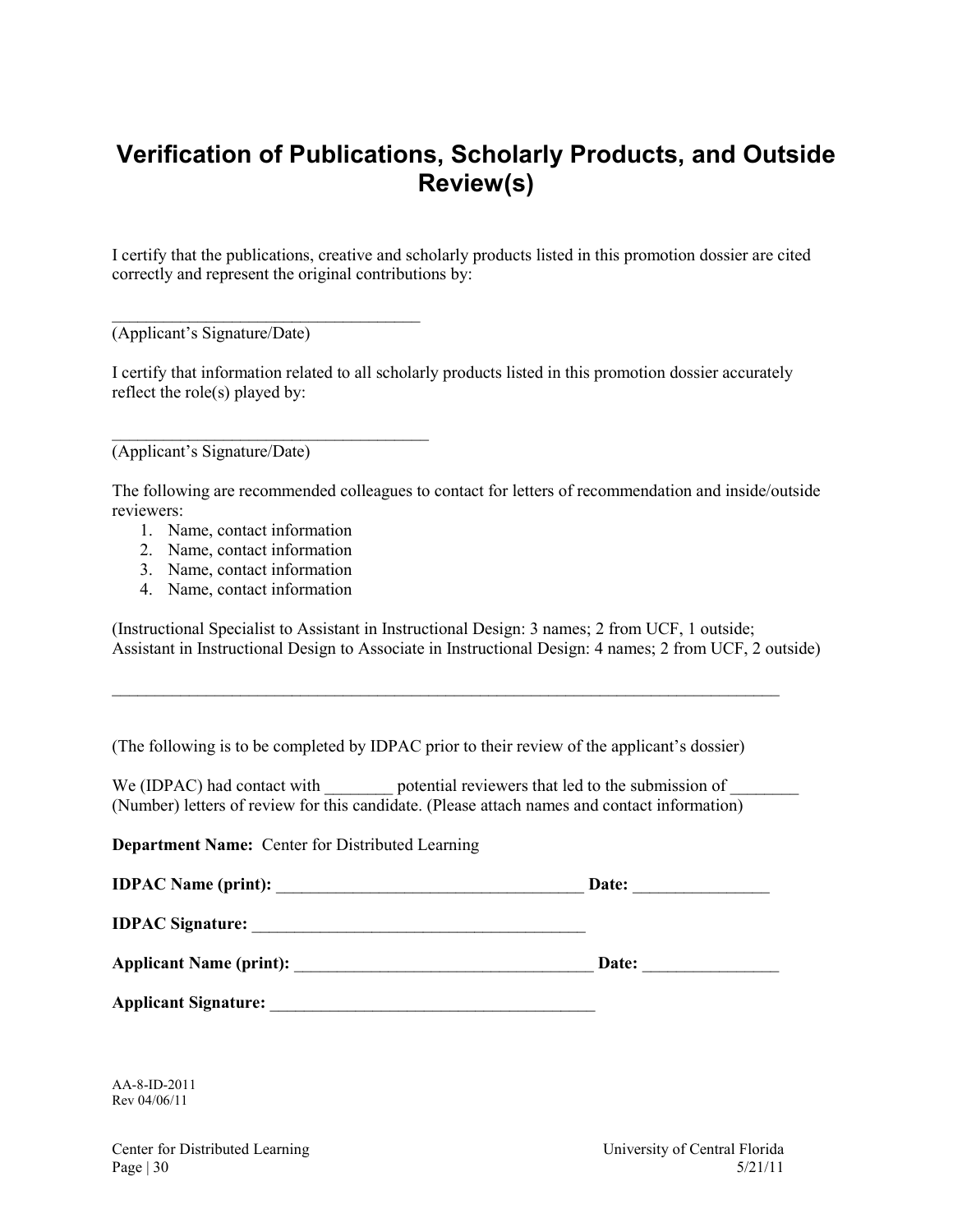# Verification of Publications, Scholarly Products, and Outside Review(s)

I certify that the publications, creative and scholarly products listed in this promotion dossier are cited correctly and represent the original contributions by:

_____________________________________
(Applicant's Signature/Date)

I certify that information related to all scholarly products listed in this promotion dossier accurately reflect the role(s) played by:

______________________________________
(Applicant's Signature/Date)

The following are recommended colleagues to contact for letters of recommendation and inside/outside reviewers:

1. Name, contact information
2. Name, contact information
3. Name, contact information
4. Name, contact information

(Instructional Specialist to Assistant in Instructional Design: 3 names; 2 from UCF, 1 outside; Assistant in Instructional Design to Associate in Instructional Design: 4 names; 2 from UCF, 2 outside)

_________________________________________________________________________________

(The following is to be completed by IDPAC prior to their review of the applicant's dossier)

We (IDPAC) had contact with ________ potential reviewers that led to the submission of ________ (Number) letters of review for this candidate. (Please attach names and contact information)

**Department Name:** Center for Distributed Learning

**IDPAC Name (print):** _____________________________________ **Date:** ________________

**IDPAC Signature:** ________________________________________

**Applicant Name (print):** ____________________________________ **Date:** ________________

**Applicant Signature:** ________________________________________

AA-8-ID-2011
Rev 04/06/11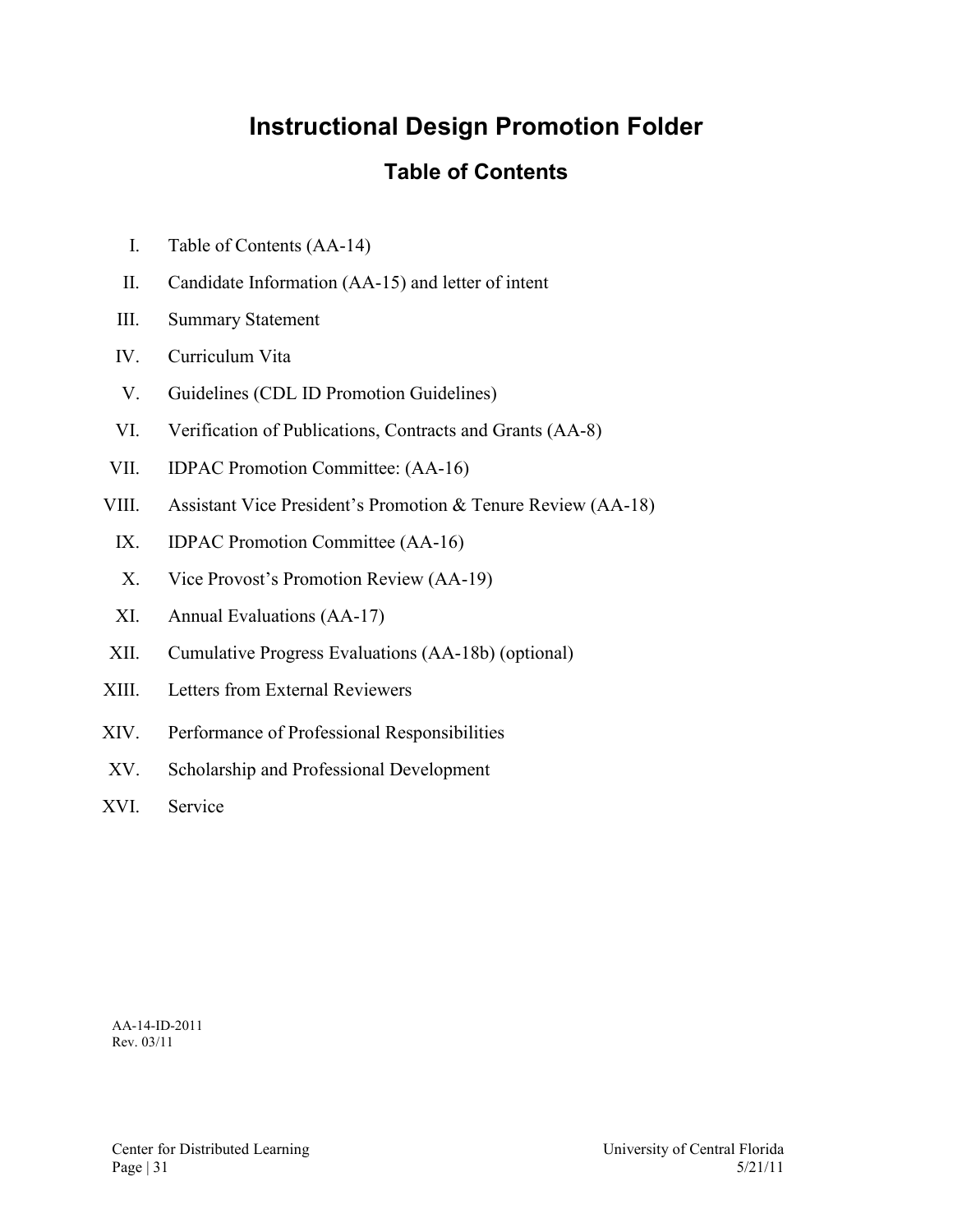# Instructional Design Promotion Folder

## Table of Contents

I. Table of Contents (AA-14)

II. Candidate Information (AA-15) and letter of intent

III. Summary Statement

IV. Curriculum Vita

V. Guidelines (CDL ID Promotion Guidelines)

VI. Verification of Publications, Contracts and Grants (AA-8)

VII. IDPAC Promotion Committee: (AA-16)

VIII. Assistant Vice President's Promotion & Tenure Review (AA-18)

IX. IDPAC Promotion Committee (AA-16)

X. Vice Provost's Promotion Review (AA-19)

XI. Annual Evaluations (AA-17)

XII. Cumulative Progress Evaluations (AA-18b) (optional)

XIII. Letters from External Reviewers

XIV. Performance of Professional Responsibilities

XV. Scholarship and Professional Development

XVI. Service

AA-14-ID-2011
Rev. 03/11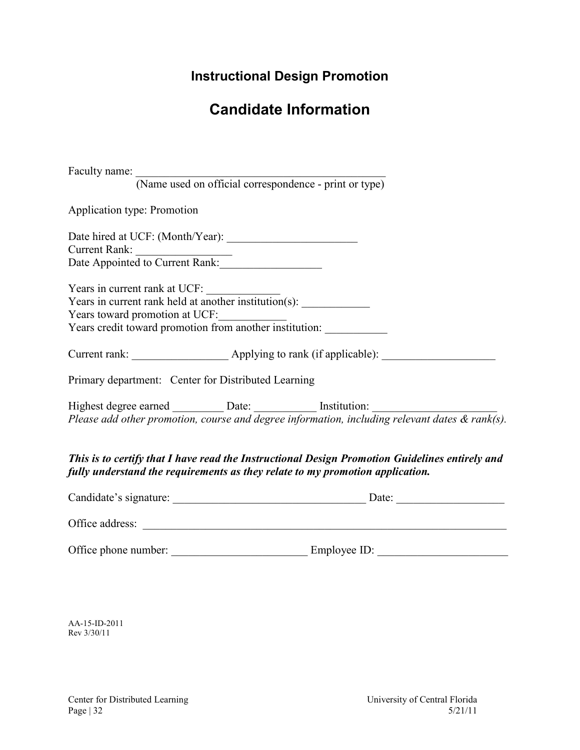## Instructional Design Promotion

# Candidate Information

Faculty name: _____________________________________________
(Name used on official correspondence - print or type)

Application type: Promotion

Date hired at UCF: (Month/Year): _______________________
Current Rank: ________________
Date Appointed to Current Rank:_________________

Years in current rank at UCF: _____________
Years in current rank held at another institution(s): ____________
Years toward promotion at UCF:____________
Years credit toward promotion from another institution: ___________

Current rank: _________________ Applying to rank (if applicable): ____________________

Primary department: Center for Distributed Learning

Highest degree earned _________ Date: ___________ Institution: _____________________
*Please add other promotion, course and degree information, including relevant dates & rank(s).*

***This is to certify that I have read the Instructional Design Promotion Guidelines entirely and fully understand the requirements as they relate to my promotion application.***

Candidate's signature: __________________________________ Date: __________________

Office address: _________________________________________________________________

Office phone number: ________________________ Employee ID: _______________________

AA-15-ID-2011
Rev 3/30/11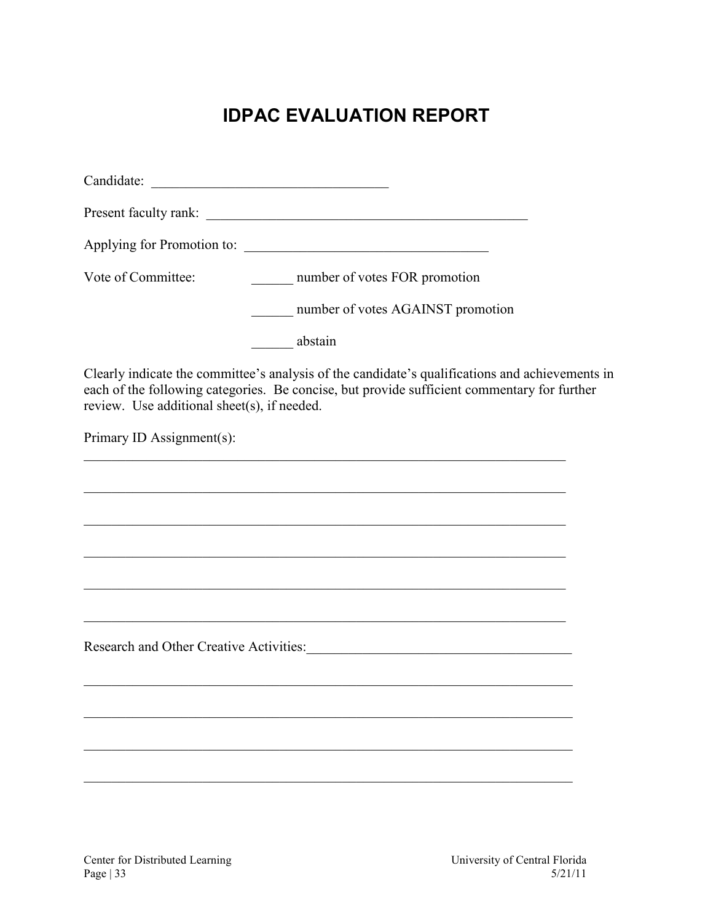# IDPAC EVALUATION REPORT

Candidate: ________________________________

Present faculty rank: ____________________________________________

Applying for Promotion to: _________________________________

Vote of Committee: ______ number of votes FOR promotion

______ number of votes AGAINST promotion

______ abstain

Clearly indicate the committee's analysis of the candidate's qualifications and achievements in each of the following categories. Be concise, but provide sufficient commentary for further review. Use additional sheet(s), if needed.

Primary ID Assignment(s):

__________________________________________________________________________

__________________________________________________________________________

__________________________________________________________________________

__________________________________________________________________________

__________________________________________________________________________

__________________________________________________________________________

Research and Other Creative Activities:_____________________________________

__________________________________________________________________________

__________________________________________________________________________

__________________________________________________________________________

__________________________________________________________________________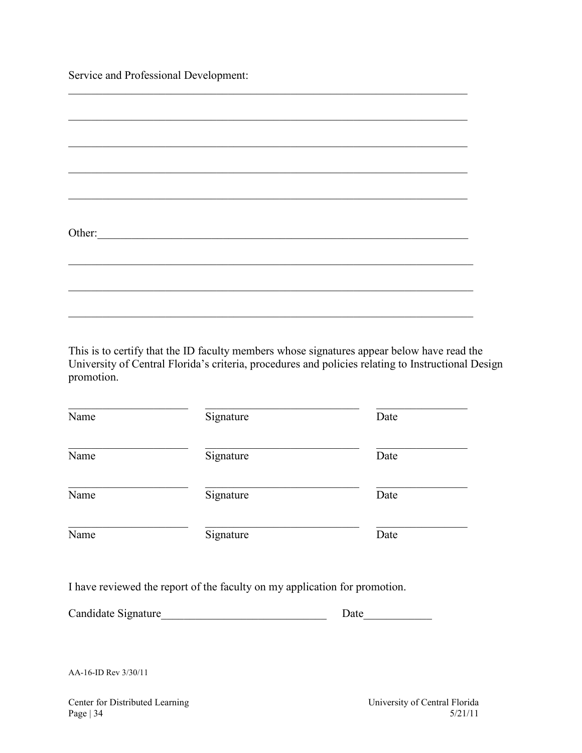Service and Professional Development:

\_\_\_\_\_\_\_\_\_\_\_\_\_\_\_\_\_\_\_\_\_\_\_\_\_\_\_\_\_\_\_\_\_\_\_\_\_\_\_\_\_\_\_\_\_\_\_\_\_\_\_\_\_\_\_\_\_\_\_\_\_\_\_\_\_\_\_\_\_\_

\_\_\_\_\_\_\_\_\_\_\_\_\_\_\_\_\_\_\_\_\_\_\_\_\_\_\_\_\_\_\_\_\_\_\_\_\_\_\_\_\_\_\_\_\_\_\_\_\_\_\_\_\_\_\_\_\_\_\_\_\_\_\_\_\_\_\_\_\_\_

\_\_\_\_\_\_\_\_\_\_\_\_\_\_\_\_\_\_\_\_\_\_\_\_\_\_\_\_\_\_\_\_\_\_\_\_\_\_\_\_\_\_\_\_\_\_\_\_\_\_\_\_\_\_\_\_\_\_\_\_\_\_\_\_\_\_\_\_\_\_

\_\_\_\_\_\_\_\_\_\_\_\_\_\_\_\_\_\_\_\_\_\_\_\_\_\_\_\_\_\_\_\_\_\_\_\_\_\_\_\_\_\_\_\_\_\_\_\_\_\_\_\_\_\_\_\_\_\_\_\_\_\_\_\_\_\_\_\_\_\_

\_\_\_\_\_\_\_\_\_\_\_\_\_\_\_\_\_\_\_\_\_\_\_\_\_\_\_\_\_\_\_\_\_\_\_\_\_\_\_\_\_\_\_\_\_\_\_\_\_\_\_\_\_\_\_\_\_\_\_\_\_\_\_\_\_\_\_\_\_\_

Other:\_\_\_\_\_\_\_\_\_\_\_\_\_\_\_\_\_\_\_\_\_\_\_\_\_\_\_\_\_\_\_\_\_\_\_\_\_\_\_\_\_\_\_\_\_\_\_\_\_\_\_\_\_\_\_\_\_\_\_\_\_\_\_\_

\_\_\_\_\_\_\_\_\_\_\_\_\_\_\_\_\_\_\_\_\_\_\_\_\_\_\_\_\_\_\_\_\_\_\_\_\_\_\_\_\_\_\_\_\_\_\_\_\_\_\_\_\_\_\_\_\_\_\_\_\_\_\_\_\_\_\_\_\_\_

\_\_\_\_\_\_\_\_\_\_\_\_\_\_\_\_\_\_\_\_\_\_\_\_\_\_\_\_\_\_\_\_\_\_\_\_\_\_\_\_\_\_\_\_\_\_\_\_\_\_\_\_\_\_\_\_\_\_\_\_\_\_\_\_\_\_\_\_\_\_

\_\_\_\_\_\_\_\_\_\_\_\_\_\_\_\_\_\_\_\_\_\_\_\_\_\_\_\_\_\_\_\_\_\_\_\_\_\_\_\_\_\_\_\_\_\_\_\_\_\_\_\_\_\_\_\_\_\_\_\_\_\_\_\_\_\_\_\_\_\_

This is to certify that the ID faculty members whose signatures appear below have read the University of Central Florida's criteria, procedures and policies relating to Instructional Design promotion.

| Name | Signature | Date |
|---|---|---|
| \_\_\_\_\_\_\_\_\_\_\_\_\_\_\_\_\_\_\_\_ | \_\_\_\_\_\_\_\_\_\_\_\_\_\_\_\_\_\_\_\_\_\_\_\_\_\_ | \_\_\_\_\_\_\_\_\_\_\_\_\_\_\_ |
| \_\_\_\_\_\_\_\_\_\_\_\_\_\_\_\_\_\_\_\_ | \_\_\_\_\_\_\_\_\_\_\_\_\_\_\_\_\_\_\_\_\_\_\_\_\_\_ | \_\_\_\_\_\_\_\_\_\_\_\_\_\_\_ |
| \_\_\_\_\_\_\_\_\_\_\_\_\_\_\_\_\_\_\_\_ | \_\_\_\_\_\_\_\_\_\_\_\_\_\_\_\_\_\_\_\_\_\_\_\_\_\_ | \_\_\_\_\_\_\_\_\_\_\_\_\_\_\_ |
| \_\_\_\_\_\_\_\_\_\_\_\_\_\_\_\_\_\_\_\_ | \_\_\_\_\_\_\_\_\_\_\_\_\_\_\_\_\_\_\_\_\_\_\_\_\_\_ | \_\_\_\_\_\_\_\_\_\_\_\_\_\_\_ |

I have reviewed the report of the faculty on my application for promotion.

Candidate Signature\_\_\_\_\_\_\_\_\_\_\_\_\_\_\_\_\_\_\_\_\_\_\_\_\_\_\_\_\_\_ Date\_\_\_\_\_\_\_\_\_\_\_\_

AA-16-ID Rev 3/30/11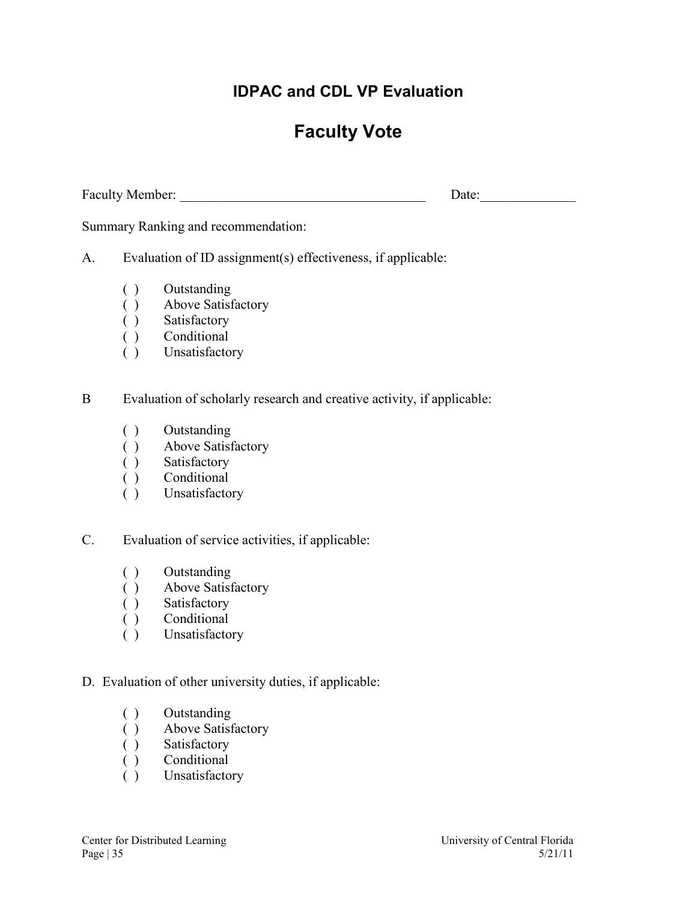## IDPAC and CDL VP Evaluation

# Faculty Vote

Faculty Member: ____________________________________ Date:______________

Summary Ranking and recommendation:

A. Evaluation of ID assignment(s) effectiveness, if applicable:

( ) Outstanding
( ) Above Satisfactory
( ) Satisfactory
( ) Conditional
( ) Unsatisfactory

B Evaluation of scholarly research and creative activity, if applicable:

( ) Outstanding
( ) Above Satisfactory
( ) Satisfactory
( ) Conditional
( ) Unsatisfactory

C. Evaluation of service activities, if applicable:

( ) Outstanding
( ) Above Satisfactory
( ) Satisfactory
( ) Conditional
( ) Unsatisfactory

D. Evaluation of other university duties, if applicable:

( ) Outstanding
( ) Above Satisfactory
( ) Satisfactory
( ) Conditional
( ) Unsatisfactory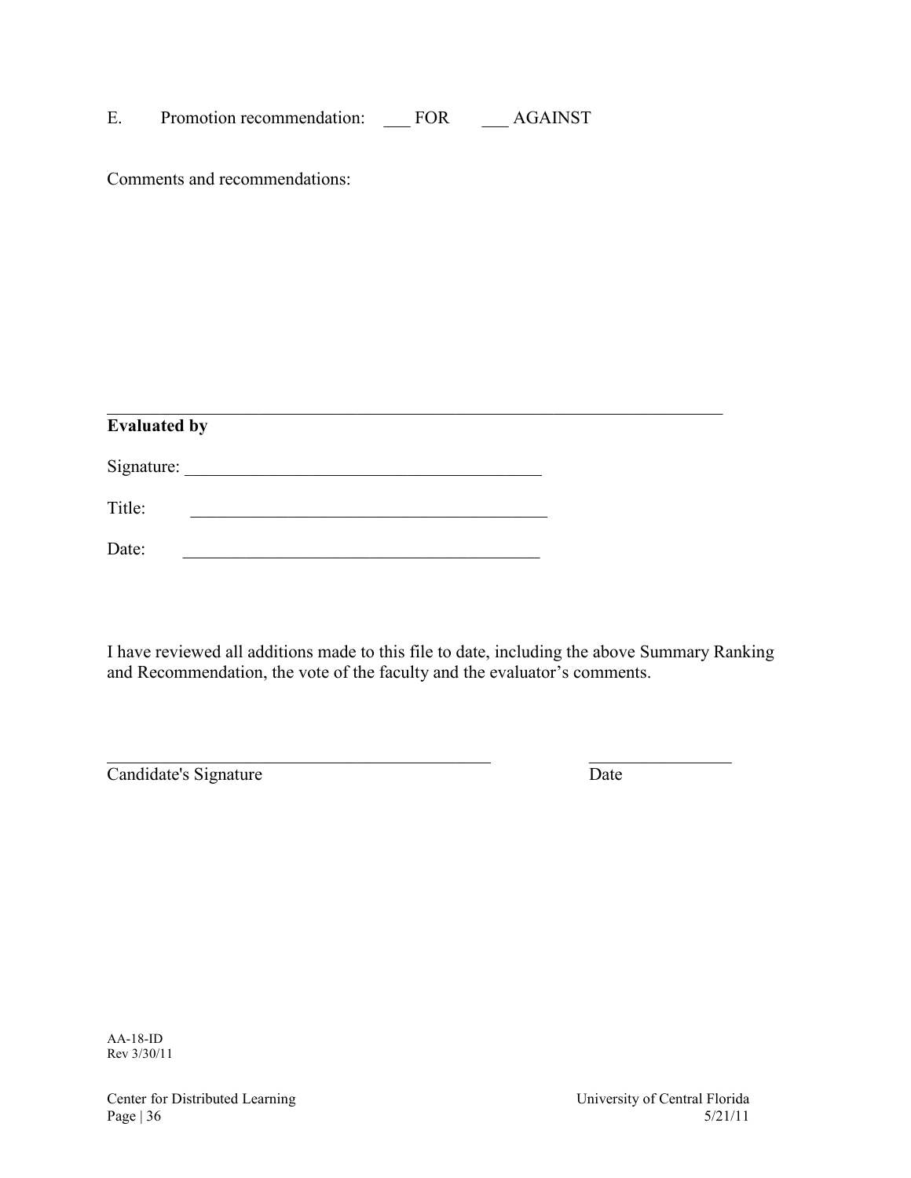E. Promotion recommendation: ___ FOR ___ AGAINST

Comments and recommendations:

_______________________________________________________________________

**Evaluated by**

Signature: ________________________________________

Title: ________________________________________

Date: ________________________________________

I have reviewed all additions made to this file to date, including the above Summary Ranking and Recommendation, the vote of the faculty and the evaluator's comments.

_____________________________________________ ________________
Candidate's Signature Date

AA-18-ID
Rev 3/30/11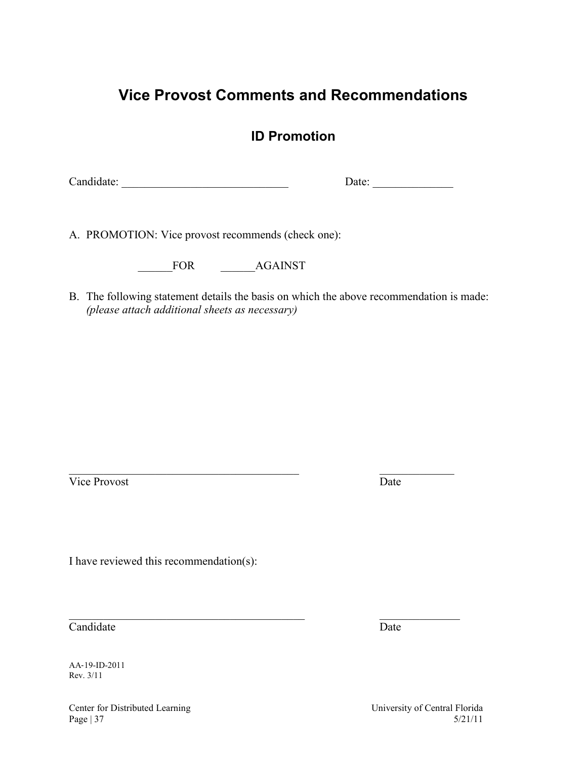# Vice Provost Comments and Recommendations

## ID Promotion

Candidate: _____________________________ Date: ______________

A. PROMOTION: Vice provost recommends (check one):

______FOR ______AGAINST

B. The following statement details the basis on which the above recommendation is made: *(please attach additional sheets as necessary)*

_________________________________________ _____________
Vice Provost Date

I have reviewed this recommendation(s):

__________________________________________ ______________
Candidate Date

AA-19-ID-2011
Rev. 3/11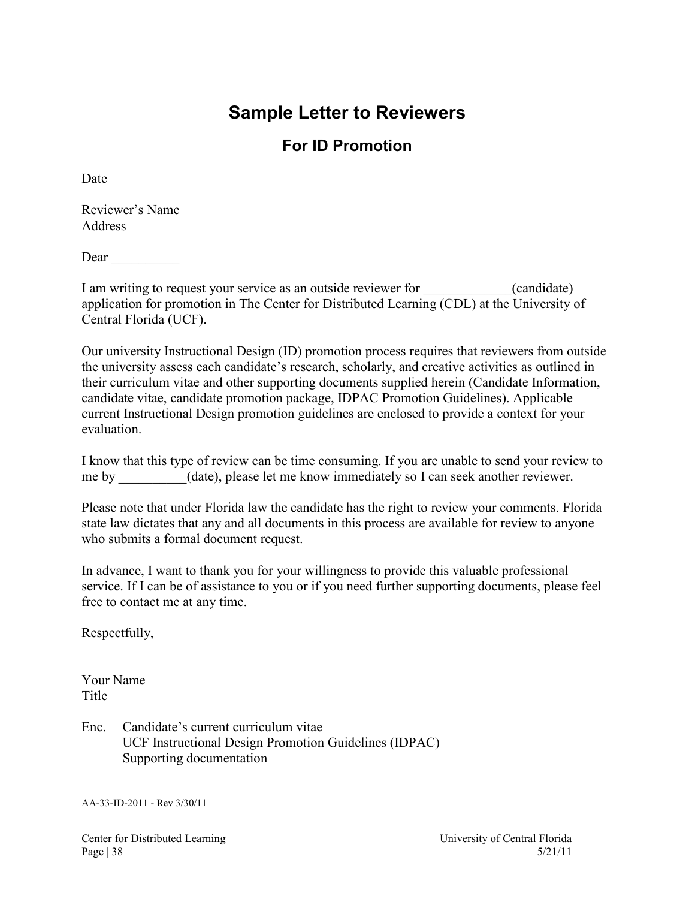# Sample Letter to Reviewers

## For ID Promotion

Date

Reviewer's Name
Address

Dear __________

I am writing to request your service as an outside reviewer for _____________(candidate) application for promotion in The Center for Distributed Learning (CDL) at the University of Central Florida (UCF).

Our university Instructional Design (ID) promotion process requires that reviewers from outside the university assess each candidate's research, scholarly, and creative activities as outlined in their curriculum vitae and other supporting documents supplied herein (Candidate Information, candidate vitae, candidate promotion package, IDPAC Promotion Guidelines). Applicable current Instructional Design promotion guidelines are enclosed to provide a context for your evaluation.

I know that this type of review can be time consuming. If you are unable to send your review to me by __________(date), please let me know immediately so I can seek another reviewer.

Please note that under Florida law the candidate has the right to review your comments. Florida state law dictates that any and all documents in this process are available for review to anyone who submits a formal document request.

In advance, I want to thank you for your willingness to provide this valuable professional service. If I can be of assistance to you or if you need further supporting documents, please feel free to contact me at any time.

Respectfully,

Your Name
Title

Enc. Candidate's current curriculum vitae
UCF Instructional Design Promotion Guidelines (IDPAC)
Supporting documentation

AA-33-ID-2011 - Rev 3/30/11